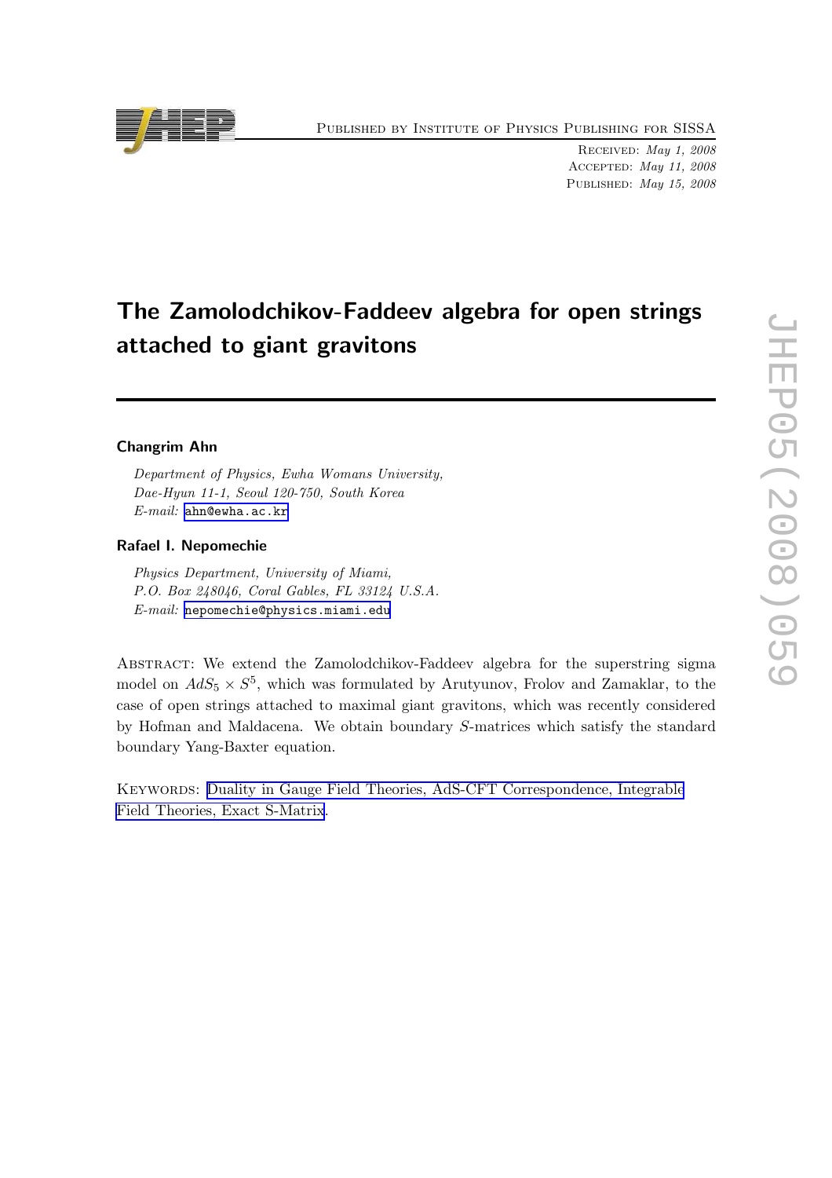# The Zamolodchikov-Faddeev algebra for open strings attached to giant gravitons

**Changrim Ahn**

*Department of Physics, Ewha Womans University,*
*Dae-Hyun 11-1, Seoul 120-750, South Korea*
*E-mail:* ahn@ewha.ac.kr

**Rafael I. Nepomechie**

*Physics Department, University of Miami,*
*P.O. Box 248046, Coral Gables, FL 33124 U.S.A.*
*E-mail:* nepomechie@physics.miami.edu

Abstract: We extend the Zamolodchikov-Faddeev algebra for the superstring sigma model on $AdS_5 \times S^5$, which was formulated by Arutyunov, Frolov and Zamaklar, to the case of open strings attached to maximal giant gravitons, which was recently considered by Hofman and Maldacena. We obtain boundary $S$-matrices which satisfy the standard boundary Yang-Baxter equation.

Keywords: Duality in Gauge Field Theories, AdS-CFT Correspondence, Integrable Field Theories, Exact S-Matrix.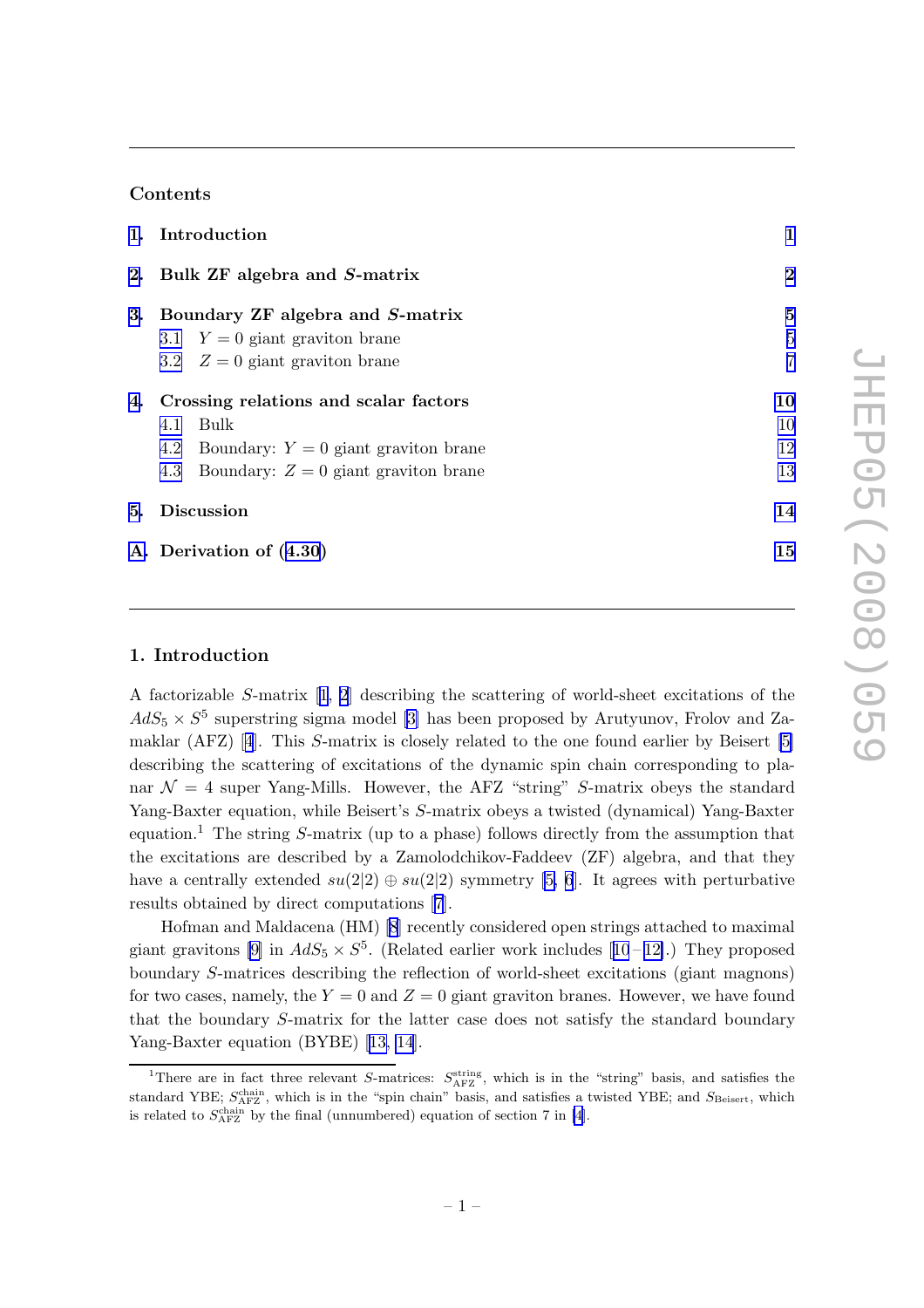## Contents

| | | |
|---|---|---|
| **1.** | **Introduction** | **1** |
| **2.** | **Bulk ZF algebra and *S*-matrix** | **2** |
| **3.** | **Boundary ZF algebra and *S*-matrix** | **5** |
| | 3.1 $Y = 0$ giant graviton brane | 5 |
| | 3.2 $Z = 0$ giant graviton brane | 7 |
| **4.** | **Crossing relations and scalar factors** | **10** |
| | 4.1 Bulk | 10 |
| | 4.2 Boundary: $Y = 0$ giant graviton brane | 12 |
| | 4.3 Boundary: $Z = 0$ giant graviton brane | 13 |
| **5.** | **Discussion** | **14** |
| **A.** | **Derivation of (4.30)** | **15** |

## 1. Introduction

A factorizable $S$-matrix [1, 2] describing the scattering of world-sheet excitations of the $AdS_5 \times S^5$ superstring sigma model [3] has been proposed by Arutyunov, Frolov and Zamaklar (AFZ) [4]. This $S$-matrix is closely related to the one found earlier by Beisert [5] describing the scattering of excitations of the dynamic spin chain corresponding to planar $\mathcal{N} = 4$ super Yang-Mills. However, the AFZ "string" $S$-matrix obeys the standard Yang-Baxter equation, while Beisert's $S$-matrix obeys a twisted (dynamical) Yang-Baxter equation.[1] The string $S$-matrix (up to a phase) follows directly from the assumption that the excitations are described by a Zamolodchikov-Faddeev (ZF) algebra, and that they have a centrally extended $su(2|2) \oplus su(2|2)$ symmetry [5, 6]. It agrees with perturbative results obtained by direct computations [7].

Hofman and Maldacena (HM) [8] recently considered open strings attached to maximal giant gravitons [9] in $AdS_5 \times S^5$. (Related earlier work includes [10–12].) They proposed boundary $S$-matrices describing the reflection of world-sheet excitations (giant magnons) for two cases, namely, the $Y = 0$ and $Z = 0$ giant graviton branes. However, we have found that the boundary $S$-matrix for the latter case does not satisfy the standard boundary Yang-Baxter equation (BYBE) [13, 14].

[1] There are in fact three relevant $S$-matrices: $S^{\rm string}_{\rm AFZ}$, which is in the "string" basis, and satisfies the standard YBE; $S^{\rm chain}_{\rm AFZ}$, which is in the "spin chain" basis, and satisfies a twisted YBE; and $S_{\rm Beisert}$, which is related to $S^{\rm chain}_{\rm AFZ}$ by the final (unnumbered) equation of section 7 in [4].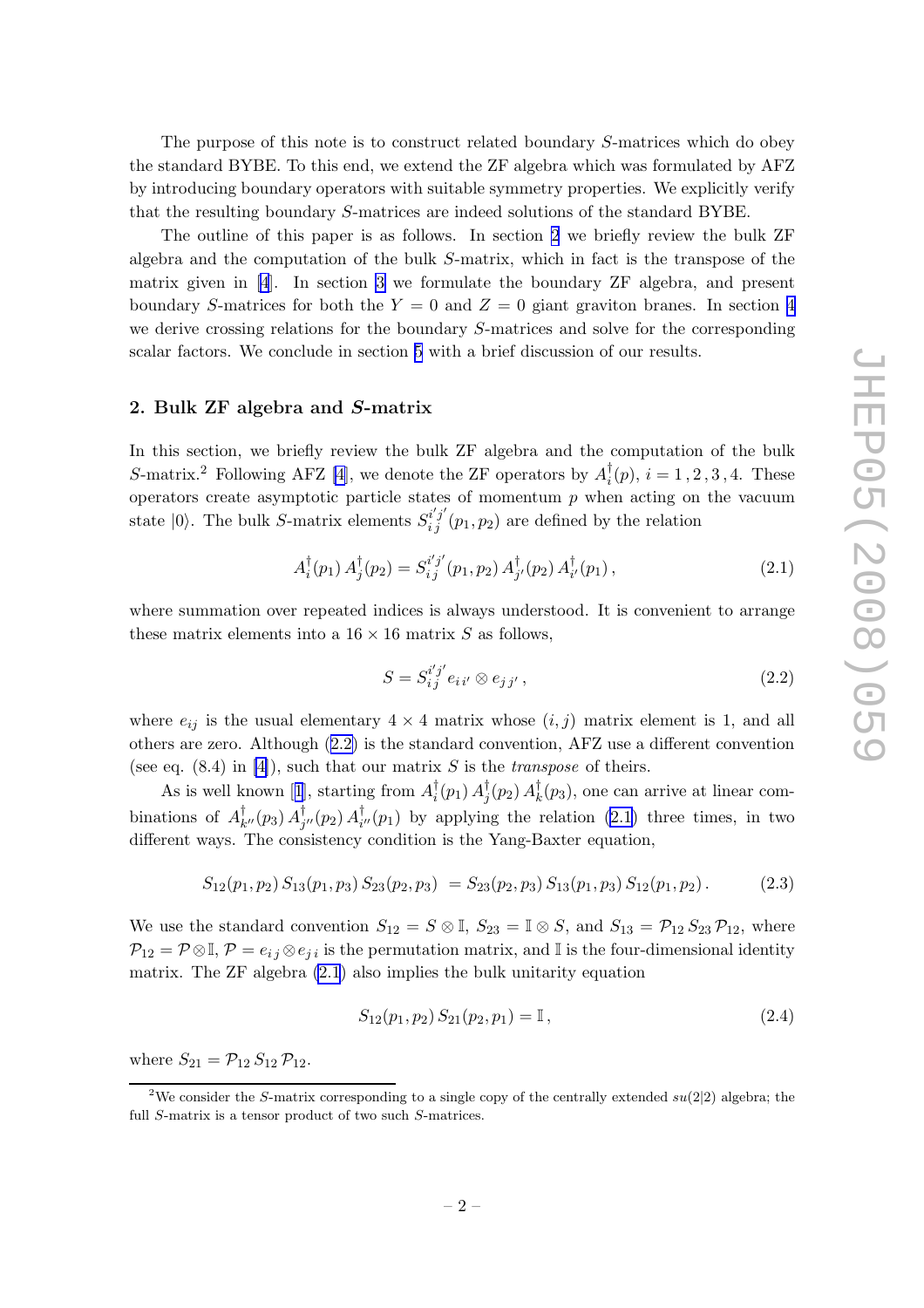The purpose of this note is to construct related boundary $S$-matrices which do obey the standard BYBE. To this end, we extend the ZF algebra which was formulated by AFZ by introducing boundary operators with suitable symmetry properties. We explicitly verify that the resulting boundary $S$-matrices are indeed solutions of the standard BYBE.

The outline of this paper is as follows. In section 2 we briefly review the bulk ZF algebra and the computation of the bulk $S$-matrix, which in fact is the transpose of the matrix given in [4]. In section 3 we formulate the boundary ZF algebra, and present boundary $S$-matrices for both the $Y = 0$ and $Z = 0$ giant graviton branes. In section 4 we derive crossing relations for the boundary $S$-matrices and solve for the corresponding scalar factors. We conclude in section 5 with a brief discussion of our results.

## 2. Bulk ZF algebra and $S$-matrix

In this section, we briefly review the bulk ZF algebra and the computation of the bulk $S$-matrix.[2] Following AFZ [4], we denote the ZF operators by $A_i^\dagger(p)$, $i = 1, 2, 3, 4$. These operators create asymptotic particle states of momentum $p$ when acting on the vacuum state $|0\rangle$. The bulk $S$-matrix elements $S_{i\,j}^{i'j'}(p_1, p_2)$ are defined by the relation

$$A_i^\dagger(p_1)\, A_j^\dagger(p_2) = S_{i\,j}^{i'j'}(p_1, p_2)\, A_{j'}^\dagger(p_2)\, A_{i'}^\dagger(p_1)\,, \tag{2.1}$$

where summation over repeated indices is always understood. It is convenient to arrange these matrix elements into a $16 \times 16$ matrix $S$ as follows,

$$S = S_{i\,j}^{i'j'}\, e_{i\,i'} \otimes e_{j\,j'}\,, \tag{2.2}$$

where $e_{ij}$ is the usual elementary $4 \times 4$ matrix whose $(i, j)$ matrix element is 1, and all others are zero. Although (2.2) is the standard convention, AFZ use a different convention (see eq. (8.4) in [4]), such that our matrix $S$ is the *transpose* of theirs.

As is well known [1], starting from $A_i^\dagger(p_1)\, A_j^\dagger(p_2)\, A_k^\dagger(p_3)$, one can arrive at linear combinations of $A_{k''}^\dagger(p_3)\, A_{j''}^\dagger(p_2)\, A_{i''}^\dagger(p_1)$ by applying the relation (2.1) three times, in two different ways. The consistency condition is the Yang-Baxter equation,

$$S_{12}(p_1, p_2)\, S_{13}(p_1, p_3)\, S_{23}(p_2, p_3) \ = S_{23}(p_2, p_3)\, S_{13}(p_1, p_3)\, S_{12}(p_1, p_2)\,. \tag{2.3}$$

We use the standard convention $S_{12} = S \otimes \mathbb{I}$, $S_{23} = \mathbb{I} \otimes S$, and $S_{13} = \mathcal{P}_{12}\, S_{23}\, \mathcal{P}_{12}$, where $\mathcal{P}_{12} = \mathcal{P} \otimes \mathbb{I}$, $\mathcal{P} = e_{i\,j} \otimes e_{j\,i}$ is the permutation matrix, and $\mathbb{I}$ is the four-dimensional identity matrix. The ZF algebra (2.1) also implies the bulk unitarity equation

$$S_{12}(p_1, p_2)\, S_{21}(p_2, p_1) = \mathbb{I}\,, \tag{2.4}$$

where $S_{21} = \mathcal{P}_{12}\, S_{12}\, \mathcal{P}_{12}$.

[2] We consider the $S$-matrix corresponding to a single copy of the centrally extended $su(2|2)$ algebra; the full $S$-matrix is a tensor product of two such $S$-matrices.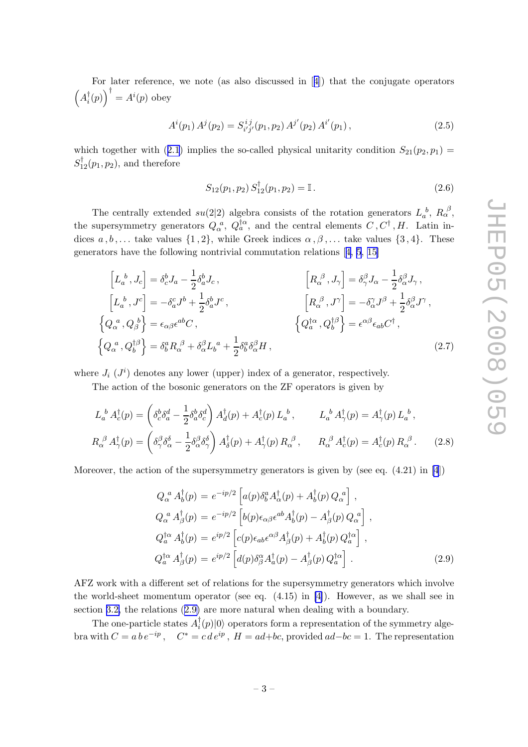For later reference, we note (as also discussed in [4]) that the conjugate operators $\left(A_i^\dagger(p)\right)^\dagger = A^i(p)$ obey

$$A^i(p_1)\, A^j(p_2) = S^{i\,j}_{i'j'}(p_1,p_2)\, A^{j'}(p_2)\, A^{i'}(p_1)\,, \tag{2.5}$$

which together with (2.1) implies the so-called physical unitarity condition $S_{21}(p_2,p_1) = S^\dagger_{12}(p_1,p_2)$, and therefore

$$S_{12}(p_1,p_2)\, S^\dagger_{12}(p_1,p_2) = \mathbb{I}\,. \tag{2.6}$$

The centrally extended $su(2|2)$ algebra consists of the rotation generators $L_a{}^b$, $R_\alpha{}^\beta$, the supersymmetry generators $Q_\alpha{}^a$, $Q^{\dagger\alpha}_a$, and the central elements $C\,, C^\dagger\,, H$. Latin indices $a\,, b\,, \ldots$ take values $\{1,2\}$, while Greek indices $\alpha\,, \beta\,, \ldots$ take values $\{3,4\}$. These generators have the following nontrivial commutation relations [4, 5, 15]

$$\begin{aligned}
&\left[L_a{}^b\,, J_c\right] = \delta_c^b J_a - \frac{1}{2}\delta_a^b J_c\,, && \left[R_\alpha{}^\beta\,, J_\gamma\right] = \delta_\gamma^\beta J_\alpha - \frac{1}{2}\delta_\alpha^\beta J_\gamma\,,\\
&\left[L_a{}^b\,, J^c\right] = -\delta_a^c J^b + \frac{1}{2}\delta_a^b J^c\,, && \left[R_\alpha{}^\beta\,, J^\gamma\right] = -\delta_\alpha^\gamma J^\beta + \frac{1}{2}\delta_\alpha^\beta J^\gamma\,,\\
&\left\{Q_\alpha{}^a\,, Q_\beta{}^b\right\} = \epsilon_{\alpha\beta}\epsilon^{ab} C\,, && \left\{Q^{\dagger\alpha}_a\,, Q^{\dagger\beta}_b\right\} = \epsilon^{\alpha\beta}\epsilon_{ab} C^\dagger\,,\\
&\left\{Q_\alpha{}^a\,, Q^{\dagger\beta}_b\right\} = \delta_b^a R_\alpha{}^\beta + \delta_\alpha^\beta L_b{}^a + \frac{1}{2}\delta_b^a\delta_\alpha^\beta H\,,
\end{aligned} \tag{2.7}$$

where $J_i$ ($J^i$) denotes any lower (upper) index of a generator, respectively.

The action of the bosonic generators on the ZF operators is given by

$$\begin{aligned}
L_a{}^b\, A_c^\dagger(p) &= \left(\delta_c^b\delta_a^d - \frac{1}{2}\delta_a^b\delta_c^d\right) A_d^\dagger(p) + A_c^\dagger(p)\, L_a{}^b\,, \qquad L_a{}^b\, A_\gamma^\dagger(p) = A_\gamma^\dagger(p)\, L_a{}^b\,,\\
R_\alpha{}^\beta\, A_\gamma^\dagger(p) &= \left(\delta_\gamma^\beta\delta_\alpha^\delta - \frac{1}{2}\delta_\alpha^\beta\delta_\gamma^\delta\right) A_\delta^\dagger(p) + A_\gamma^\dagger(p)\, R_\alpha{}^\beta\,, \qquad R_\alpha{}^\beta\, A_c^\dagger(p) = A_c^\dagger(p)\, R_\alpha{}^\beta\,.
\end{aligned} \tag{2.8}$$

Moreover, the action of the supersymmetry generators is given by (see eq. (4.21) in [4])

$$\begin{aligned}
Q_\alpha{}^a\, A_b^\dagger(p) &= e^{-ip/2}\left[a(p)\delta_b^a A_\alpha^\dagger(p) + A_b^\dagger(p)\, Q_\alpha{}^a\right],\\
Q_\alpha{}^a\, A_\beta^\dagger(p) &= e^{-ip/2}\left[b(p)\epsilon_{\alpha\beta}\epsilon^{ab} A_b^\dagger(p) - A_\beta^\dagger(p)\, Q_\alpha{}^a\right],\\
Q^{\dagger\alpha}_a\, A_b^\dagger(p) &= e^{ip/2}\left[c(p)\epsilon_{ab}\epsilon^{\alpha\beta} A_\beta^\dagger(p) + A_b^\dagger(p)\, Q^{\dagger\alpha}_a\right],\\
Q^{\dagger\alpha}_a\, A_\beta^\dagger(p) &= e^{ip/2}\left[d(p)\delta_\beta^\alpha A_a^\dagger(p) - A_\beta^\dagger(p)\, Q^{\dagger\alpha}_a\right].
\end{aligned} \tag{2.9}$$

AFZ work with a different set of relations for the supersymmetry generators which involve the world-sheet momentum operator (see eq. (4.15) in [4]). However, as we shall see in section 3.2, the relations (2.9) are more natural when dealing with a boundary.

The one-particle states $A_i^\dagger(p)|0\rangle$ operators form a representation of the symmetry algebra with $C = a\, b\, e^{-ip}\,, \quad C^* = c\, d\, e^{ip}\,, \; H = ad + bc$, provided $ad - bc = 1$. The representation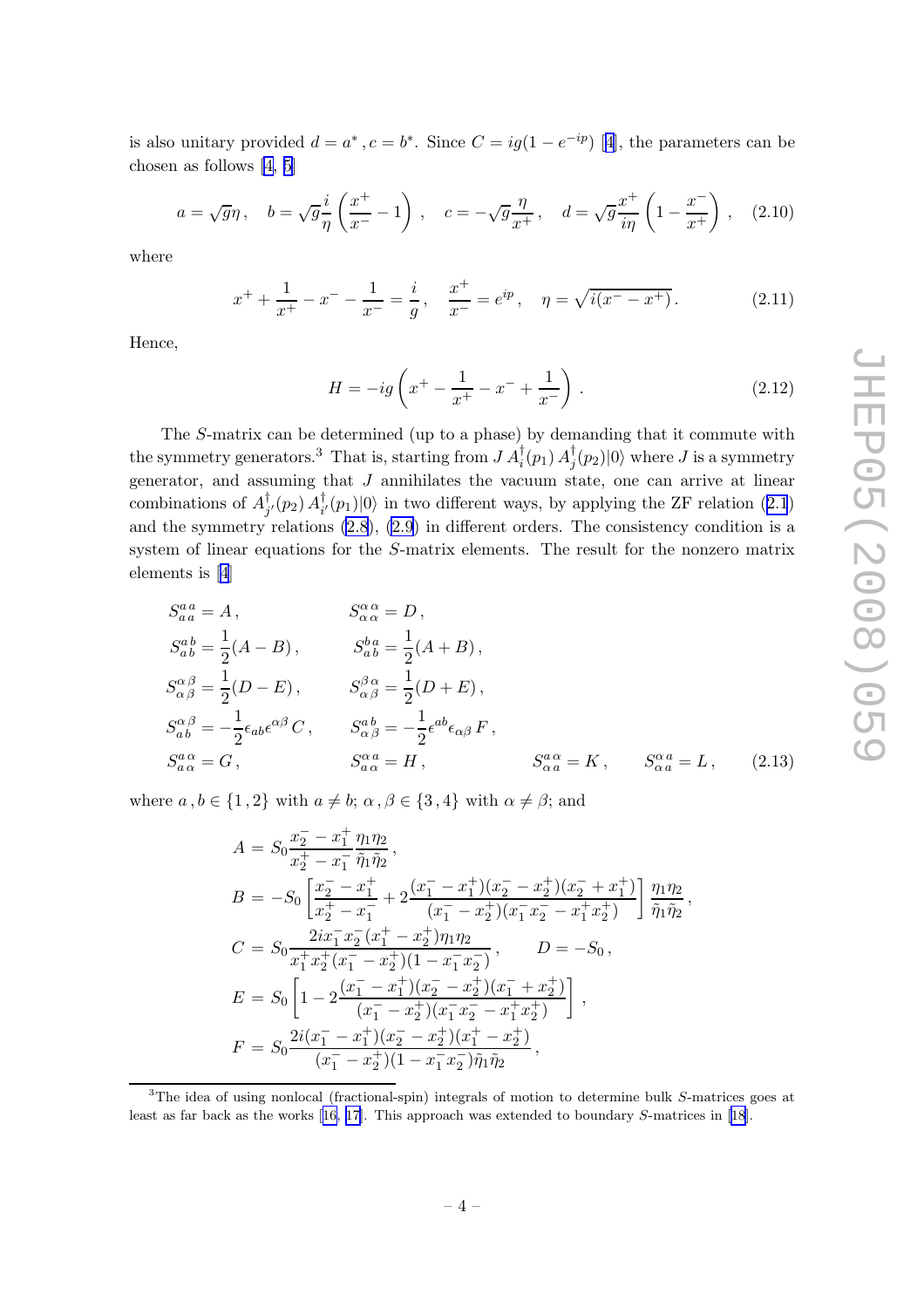is also unitary provided $d = a^*, c = b^*$. Since $C = ig(1 - e^{-ip})$ [4], the parameters can be chosen as follows [4, 5]

$$a = \sqrt{g}\eta, \quad b = \sqrt{g}\frac{i}{\eta}\left(\frac{x^+}{x^-} - 1\right), \quad c = -\sqrt{g}\frac{\eta}{x^+}, \quad d = \sqrt{g}\frac{x^+}{i\eta}\left(1 - \frac{x^-}{x^+}\right), \tag{2.10}$$

where

$$x^+ + \frac{1}{x^+} - x^- - \frac{1}{x^-} = \frac{i}{g}, \quad \frac{x^+}{x^-} = e^{ip}, \quad \eta = \sqrt{i(x^- - x^+)}. \tag{2.11}$$

Hence,

$$H = -ig\left(x^+ - \frac{1}{x^+} - x^- + \frac{1}{x^-}\right). \tag{2.12}$$

The $S$-matrix can be determined (up to a phase) by demanding that it commute with the symmetry generators.[3] That is, starting from $J\, A_i^\dagger(p_1)\, A_j^\dagger(p_2)|0\rangle$ where $J$ is a symmetry generator, and assuming that $J$ annihilates the vacuum state, one can arrive at linear combinations of $A_{j'}^\dagger(p_2)\, A_{i'}^\dagger(p_1)|0\rangle$ in two different ways, by applying the ZF relation (2.1) and the symmetry relations (2.8), (2.9) in different orders. The consistency condition is a system of linear equations for the $S$-matrix elements. The result for the nonzero matrix elements is [4]

$$\begin{aligned}
&S_{a\,a}^{a\,a} = A\,, && S_{\alpha\,\alpha}^{\alpha\,\alpha} = D\,, \\
&S_{a\,b}^{a\,b} = \frac{1}{2}(A - B)\,, && S_{a\,b}^{b\,a} = \frac{1}{2}(A + B)\,, \\
&S_{\alpha\,\beta}^{\alpha\,\beta} = \frac{1}{2}(D - E)\,, && S_{\alpha\,\beta}^{\beta\,\alpha} = \frac{1}{2}(D + E)\,, \\
&S_{a\,b}^{\alpha\,\beta} = -\frac{1}{2}\epsilon_{ab}\epsilon^{\alpha\beta}\, C\,, && S_{\alpha\,\beta}^{a\,b} = -\frac{1}{2}\epsilon^{ab}\epsilon_{\alpha\beta}\, F\,, \\
&S_{a\,\alpha}^{a\,\alpha} = G\,, && S_{a\,\alpha}^{\alpha\,a} = H\,, \qquad S_{\alpha\,a}^{a\,\alpha} = K\,, \qquad S_{\alpha\,a}^{\alpha\,a} = L\,,
\end{aligned} \tag{2.13}$$

where $a\,, b \in \{1\,, 2\}$ with $a \ne b$; $\alpha\,, \beta \in \{3\,, 4\}$ with $\alpha \ne \beta$; and

$$\begin{aligned}
A &= S_0 \frac{x_2^- - x_1^+}{x_2^+ - x_1^-}\frac{\eta_1\eta_2}{\tilde{\eta}_1\tilde{\eta}_2}\,, \\
B &= -S_0\left[\frac{x_2^- - x_1^+}{x_2^+ - x_1^-} + 2\frac{(x_1^- - x_1^+)(x_2^- - x_2^+)(x_2^- + x_1^+)}{(x_1^- - x_2^+)(x_1^- x_2^- - x_1^+ x_2^+)}\right]\frac{\eta_1\eta_2}{\tilde{\eta}_1\tilde{\eta}_2}\,, \\
C &= S_0 \frac{2i x_1^- x_2^- (x_1^+ - x_2^+)\eta_1\eta_2}{x_1^+ x_2^+ (x_1^- - x_2^+)(1 - x_1^- x_2^-)}\,, \qquad D = -S_0\,, \\
E &= S_0\left[1 - 2\frac{(x_1^- - x_1^+)(x_2^- - x_2^+)(x_1^- + x_2^+)}{(x_1^- - x_2^+)(x_1^- x_2^- - x_1^+ x_2^+)}\right]\,, \\
F &= S_0 \frac{2i(x_1^- - x_1^+)(x_2^- - x_2^+)(x_1^+ - x_2^+)}{(x_1^- - x_2^+)(1 - x_1^- x_2^-)\tilde{\eta}_1\tilde{\eta}_2}\,,
\end{aligned}$$

[3] The idea of using nonlocal (fractional-spin) integrals of motion to determine bulk $S$-matrices goes at least as far back as the works [16, 17]. This approach was extended to boundary $S$-matrices in [18].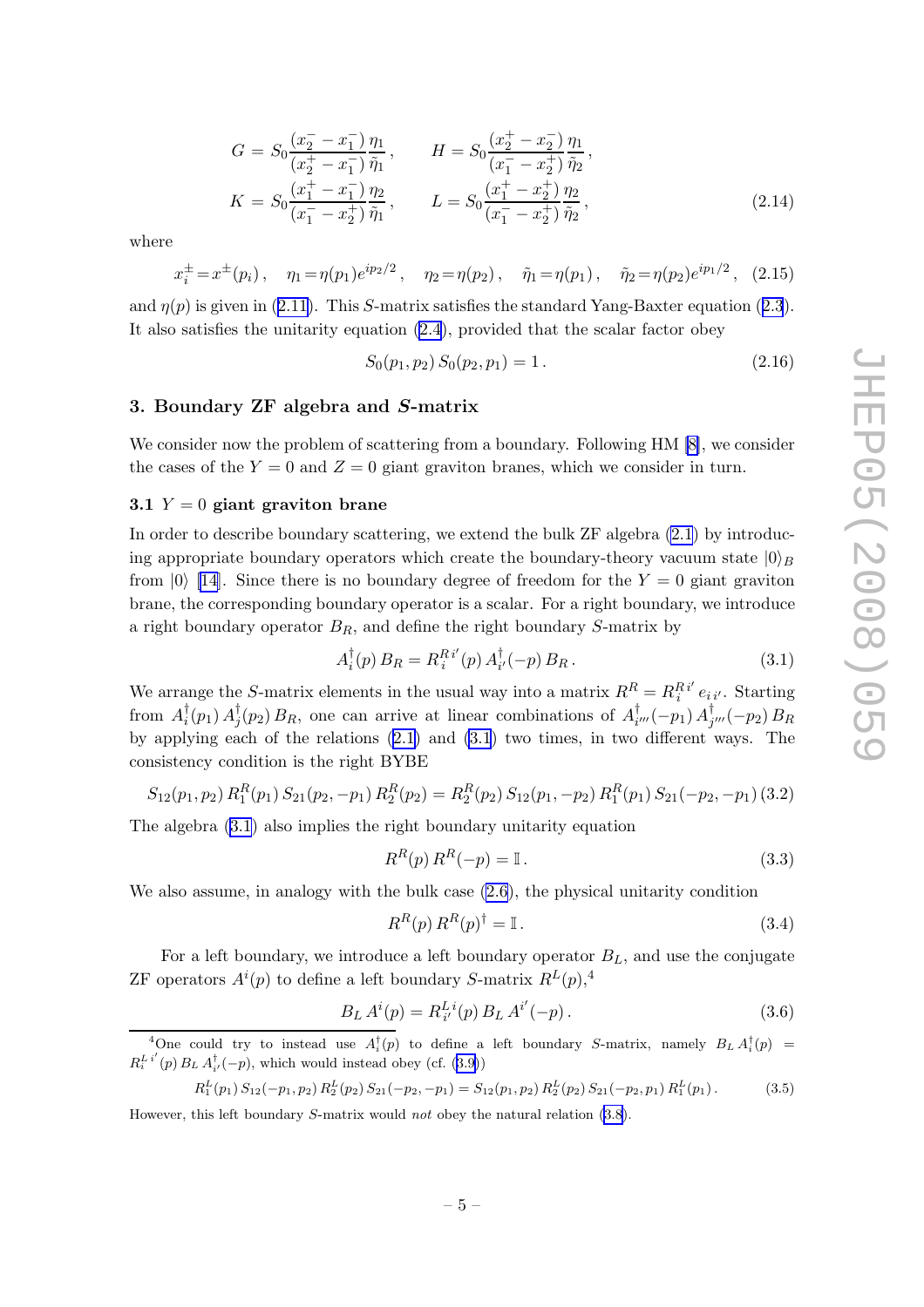$$
\begin{aligned}
G &= S_0 \frac{(x_2^- - x_1^-)}{(x_2^+ - x_1^-)} \frac{\eta_1}{\tilde{\eta}_1}, \qquad H = S_0 \frac{(x_2^+ - x_2^-)}{(x_1^- - x_2^+)} \frac{\eta_1}{\tilde{\eta}_2}, \\
K &= S_0 \frac{(x_1^+ - x_1^-)}{(x_1^- - x_2^+)} \frac{\eta_2}{\tilde{\eta}_1}, \qquad L = S_0 \frac{(x_1^+ - x_2^+)}{(x_1^- - x_2^+)} \frac{\eta_2}{\tilde{\eta}_2},
\end{aligned} \tag{2.14}
$$

where

$$
x_i^\pm = x^\pm(p_i), \quad \eta_1 = \eta(p_1) e^{ip_2/2}, \quad \eta_2 = \eta(p_2), \quad \tilde{\eta}_1 = \eta(p_1), \quad \tilde{\eta}_2 = \eta(p_2) e^{ip_1/2}, \tag{2.15}
$$

and $\eta(p)$ is given in (2.11). This $S$-matrix satisfies the standard Yang-Baxter equation (2.3). It also satisfies the unitarity equation (2.4), provided that the scalar factor obey

$$
S_0(p_1, p_2)\, S_0(p_2, p_1) = 1\,. \tag{2.16}
$$

## 3. Boundary ZF algebra and $S$-matrix

We consider now the problem of scattering from a boundary. Following HM [8], we consider the cases of the $Y = 0$ and $Z = 0$ giant graviton branes, which we consider in turn.

### 3.1 $Y = 0$ giant graviton brane

In order to describe boundary scattering, we extend the bulk ZF algebra (2.1) by introducing appropriate boundary operators which create the boundary-theory vacuum state $|0\rangle_B$ from $|0\rangle$ [14]. Since there is no boundary degree of freedom for the $Y = 0$ giant graviton brane, the corresponding boundary operator is a scalar. For a right boundary, we introduce a right boundary operator $B_R$, and define the right boundary $S$-matrix by

$$
A_i^\dagger(p)\, B_R = R_i^{R\, i'}(p)\, A_{i'}^\dagger(-p)\, B_R\,. \tag{3.1}
$$

We arrange the $S$-matrix elements in the usual way into a matrix $R^R = R_i^{R\, i'}\, e_{i\, i'}$. Starting from $A_i^\dagger(p_1)\, A_j^\dagger(p_2)\, B_R$, one can arrive at linear combinations of $A_{i'''}^\dagger(-p_1)\, A_{j'''}^\dagger(-p_2)\, B_R$ by applying each of the relations (2.1) and (3.1) two times, in two different ways. The consistency condition is the right BYBE

$$
S_{12}(p_1, p_2)\, R_1^R(p_1)\, S_{21}(p_2, -p_1)\, R_2^R(p_2) = R_2^R(p_2)\, S_{12}(p_1, -p_2)\, R_1^R(p_1)\, S_{21}(-p_2, -p_1) \tag{3.2}
$$

The algebra (3.1) also implies the right boundary unitarity equation

$$
R^R(p)\, R^R(-p) = \mathbb{I}\,. \tag{3.3}
$$

We also assume, in analogy with the bulk case (2.6), the physical unitarity condition

$$
R^R(p)\, R^R(p)^\dagger = \mathbb{I}\,. \tag{3.4}
$$

For a left boundary, we introduce a left boundary operator $B_L$, and use the conjugate ZF operators $A^i(p)$ to define a left boundary $S$-matrix $R^L(p)$,[4]

$$
B_L\, A^i(p) = R_{i'}^{L\, i}(p)\, B_L\, A^{i'}(-p)\,. \tag{3.6}
$$

[4] One could try to instead use $A_i^\dagger(p)$ to define a left boundary $S$-matrix, namely $B_L\, A_i^\dagger(p) = R_i^{L\, i'}(p)\, B_L\, A_{i'}^\dagger(-p)$, which would instead obey (cf. (3.9))

$$
R_1^L(p_1)\, S_{12}(-p_1, p_2)\, R_2^L(p_2)\, S_{21}(-p_2, -p_1) = S_{12}(p_1, p_2)\, R_2^L(p_2)\, S_{21}(-p_2, p_1)\, R_1^L(p_1)\,. \tag{3.5}
$$

However, this left boundary $S$-matrix would *not* obey the natural relation (3.8).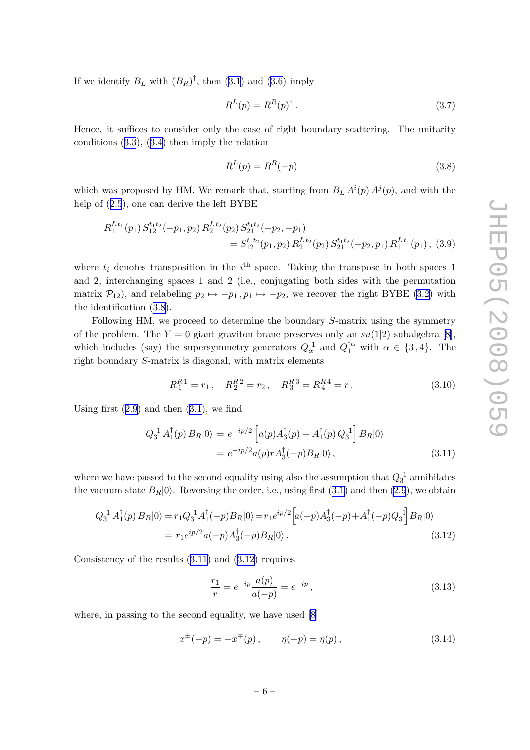If we identify $B_L$ with $(B_R)^\dagger$, then (3.1) and (3.6) imply

$$R^L(p) = R^R(p)^\dagger \,. \tag{3.7}$$

Hence, it suffices to consider only the case of right boundary scattering. The unitarity conditions (3.3), (3.4) then imply the relation

$$R^L(p) = R^R(-p) \tag{3.8}$$

which was proposed by HM. We remark that, starting from $B_L \, A^i(p) \, A^j(p)$, and with the help of (2.5), one can derive the left BYBE

$$\begin{aligned} R_1^{L\, t_1}(p_1)\, S_{12}^{t_1 t_2}(-p_1, p_2)\, R_2^{L\, t_2}(p_2)\, S_{21}^{t_1 t_2}(-p_2, -p_1) \\ = S_{12}^{t_1 t_2}(p_1, p_2)\, R_2^{L\, t_2}(p_2)\, S_{21}^{t_1 t_2}(-p_2, p_1)\, R_1^{L\, t_1}(p_1)\,, \end{aligned} \tag{3.9}$$

where $t_i$ denotes transposition in the $i^{\text{th}}$ space. Taking the transpose in both spaces 1 and 2, interchanging spaces 1 and 2 (i.e., conjugating both sides with the permutation matrix $\mathcal{P}_{12}$), and relabeling $p_2 \mapsto -p_1\,, p_1 \mapsto -p_2$, we recover the right BYBE (3.2) with the identification (3.8).

Following HM, we proceed to determine the boundary $S$-matrix using the symmetry of the problem. The $Y = 0$ giant graviton brane preserves only an $su(1|2)$ subalgebra [8], which includes (say) the supersymmetry generators $Q_\alpha^{\ 1}$ and $Q_1^{\dagger \alpha}$ with $\alpha \in \{3, 4\}$. The right boundary $S$-matrix is diagonal, with matrix elements

$$R_1^{R\,1} = r_1\,, \quad R_2^{R\,2} = r_2\,, \quad R_3^{R\,3} = R_4^{R\,4} = r\,. \tag{3.10}$$

Using first (2.9) and then (3.1), we find

$$\begin{aligned} Q_3^{\ 1}\, A_1^\dagger(p)\, B_R|0\rangle &= e^{-ip/2} \left[ a(p) A_3^\dagger(p) + A_1^\dagger(p)\, Q_3^{\ 1} \right] B_R|0\rangle \\ &= e^{-ip/2} a(p) r A_3^\dagger(-p) B_R|0\rangle\,, \end{aligned} \tag{3.11}$$

where we have passed to the second equality using also the assumption that $Q_3^{\ 1}$ annihilates the vacuum state $B_R|0\rangle$. Reversing the order, i.e., using first (3.1) and then (2.9), we obtain

$$\begin{aligned} Q_3^{\ 1}\, A_1^\dagger(p)\, B_R|0\rangle = r_1 Q_3^{\ 1} A_1^\dagger(-p) B_R|0\rangle = r_1 e^{ip/2} \Big[ a(-p) A_3^\dagger(-p) + A_1^\dagger(-p) Q_3^{\ 1} \Big] B_R|0\rangle \\ = r_1 e^{ip/2} a(-p) A_3^\dagger(-p) B_R|0\rangle\,. \end{aligned} \tag{3.12}$$

Consistency of the results (3.11) and (3.12) requires

$$\frac{r_1}{r} = e^{-ip} \frac{a(p)}{a(-p)} = e^{-ip}\,, \tag{3.13}$$

where, in passing to the second equality, we have used [8]

$$x^\pm(-p) = -x^\mp(p)\,, \qquad \eta(-p) = \eta(p)\,, \tag{3.14}$$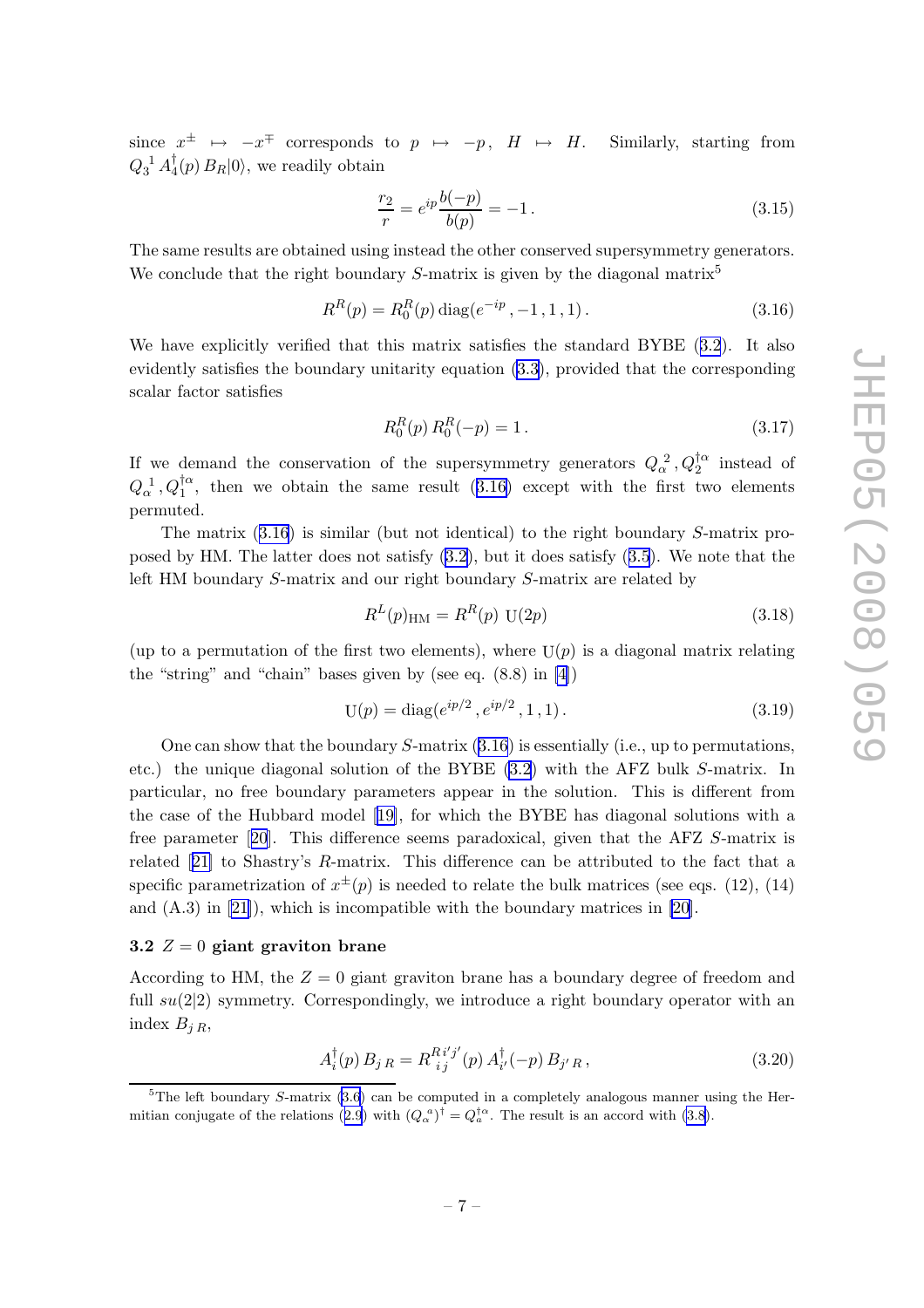since $x^\pm \mapsto -x^\mp$ corresponds to $p \mapsto -p$, $H \mapsto H$. Similarly, starting from $Q_3{}^1\, A_4^\dagger(p)\, B_R|0\rangle$, we readily obtain

$$\frac{r_2}{r} = e^{ip}\frac{b(-p)}{b(p)} = -1\,. \tag{3.15}$$

The same results are obtained using instead the other conserved supersymmetry generators. We conclude that the right boundary $S$-matrix is given by the diagonal matrix[5]

$$R^R(p) = R_0^R(p)\,\mathrm{diag}(e^{-ip}\,, -1\,, 1\,, 1)\,. \tag{3.16}$$

We have explicitly verified that this matrix satisfies the standard BYBE (3.2). It also evidently satisfies the boundary unitarity equation (3.3), provided that the corresponding scalar factor satisfies

$$R_0^R(p)\, R_0^R(-p) = 1\,. \tag{3.17}$$

If we demand the conservation of the supersymmetry generators $Q_\alpha{}^2\,, Q_2^{\dagger\alpha}$ instead of $Q_\alpha{}^1\,, Q_1^{\dagger\alpha}$, then we obtain the same result (3.16) except with the first two elements permuted.

The matrix (3.16) is similar (but not identical) to the right boundary $S$-matrix proposed by HM. The latter does not satisfy (3.2), but it does satisfy (3.5). We note that the left HM boundary $S$-matrix and our right boundary $S$-matrix are related by

$$R^L(p)_{\mathrm{HM}} = R^R(p)\ \mathrm{U}(2p) \tag{3.18}$$

(up to a permutation of the first two elements), where $\mathrm{U}(p)$ is a diagonal matrix relating the "string" and "chain" bases given by (see eq. (8.8) in [4])

$$\mathrm{U}(p) = \mathrm{diag}(e^{ip/2}\,, e^{ip/2}\,, 1\,, 1)\,. \tag{3.19}$$

One can show that the boundary $S$-matrix (3.16) is essentially (i.e., up to permutations, etc.) the unique diagonal solution of the BYBE (3.2) with the AFZ bulk $S$-matrix. In particular, no free boundary parameters appear in the solution. This is different from the case of the Hubbard model [19], for which the BYBE has diagonal solutions with a free parameter [20]. This difference seems paradoxical, given that the AFZ $S$-matrix is related [21] to Shastry's $R$-matrix. This difference can be attributed to the fact that a specific parametrization of $x^\pm(p)$ is needed to relate the bulk matrices (see eqs. (12), (14) and (A.3) in [21]), which is incompatible with the boundary matrices in [20].

### 3.2 $Z = 0$ giant graviton brane

According to HM, the $Z = 0$ giant graviton brane has a boundary degree of freedom and full $su(2|2)$ symmetry. Correspondingly, we introduce a right boundary operator with an index $B_{j\,R}$,

$$A_i^\dagger(p)\, B_{j\,R} = R^{R\,i'j'}_{\ \ i\,j}(p)\, A_{i'}^\dagger(-p)\, B_{j'\,R}\,, \tag{3.20}$$

---

[5] The left boundary $S$-matrix (3.6) can be computed in a completely analogous manner using the Hermitian conjugate of the relations (2.9) with $(Q_\alpha{}^a)^\dagger = Q_a^{\dagger\alpha}$. The result is an accord with (3.8).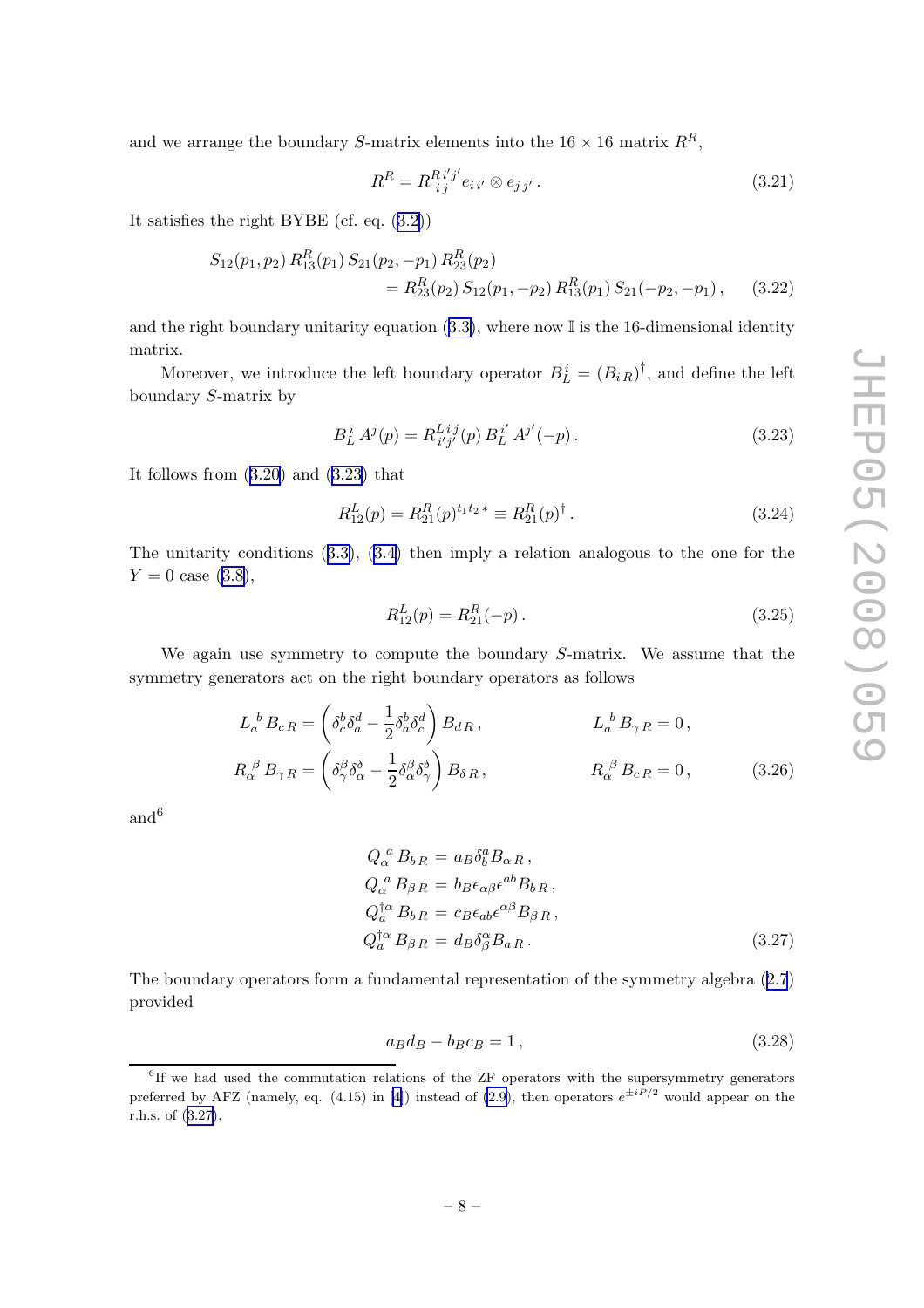and we arrange the boundary $S$-matrix elements into the $16 \times 16$ matrix $R^R$,

$$R^R = R^{R\,i'j'}_{\;\;i\,j}\, e_{i\,i'} \otimes e_{j\,j'}\,. \tag{3.21}$$

It satisfies the right BYBE (cf. eq. (3.2))

$$\begin{aligned} S_{12}(p_1, p_2)\, R^R_{13}(p_1)\, S_{21}(p_2, -p_1)\, R^R_{23}(p_2) \\ = R^R_{23}(p_2)\, S_{12}(p_1, -p_2)\, R^R_{13}(p_1)\, S_{21}(-p_2, -p_1)\,, \end{aligned} \tag{3.22}$$

and the right boundary unitarity equation (3.3), where now $\mathbb{I}$ is the 16-dimensional identity matrix.

Moreover, we introduce the left boundary operator $B^i_L = (B_{i\,R})^\dagger$, and define the left boundary $S$-matrix by

$$B^i_L\, A^j(p) = R^{L\,i\,j}_{\;\;i'j'}(p)\, B^{i'}_L\, A^{j'}(-p)\,. \tag{3.23}$$

It follows from (3.20) and (3.23) that

$$R^L_{12}(p) = R^R_{21}(p)^{t_1 t_2 *} \equiv R^R_{21}(p)^\dagger\,. \tag{3.24}$$

The unitarity conditions (3.3), (3.4) then imply a relation analogous to the one for the $Y = 0$ case (3.8),

$$R^L_{12}(p) = R^R_{21}(-p)\,. \tag{3.25}$$

We again use symmetry to compute the boundary $S$-matrix. We assume that the symmetry generators act on the right boundary operators as follows

$$\begin{aligned} L_a^{\ b}\, B_{c\,R} &= \left(\delta^b_c \delta^d_a - \frac{1}{2}\delta^b_a \delta^d_c\right) B_{d\,R}\,, & L_a^{\ b}\, B_{\gamma\,R} &= 0\,, \\ R_\alpha^{\ \beta}\, B_{\gamma\,R} &= \left(\delta^\beta_\gamma \delta^\delta_\alpha - \frac{1}{2}\delta^\beta_\alpha \delta^\delta_\gamma\right) B_{\delta\,R}\,, & R_\alpha^{\ \beta}\, B_{c\,R} &= 0\,, \end{aligned} \tag{3.26}$$

and[6]

$$\begin{aligned} Q_\alpha^{\ a}\, B_{b\,R} &= a_B \delta^a_b B_{\alpha\,R}\,, \\ Q_\alpha^{\ a}\, B_{\beta\,R} &= b_B \epsilon_{\alpha\beta}\epsilon^{ab} B_{b\,R}\,, \\ Q^{\dagger\alpha}_a\, B_{b\,R} &= c_B \epsilon_{ab}\epsilon^{\alpha\beta} B_{\beta\,R}\,, \\ Q^{\dagger\alpha}_a\, B_{\beta\,R} &= d_B \delta^\alpha_\beta B_{a\,R}\,. \end{aligned} \tag{3.27}$$

The boundary operators form a fundamental representation of the symmetry algebra (2.7) provided

$$a_B d_B - b_B c_B = 1\,, \tag{3.28}$$

[6]If we had used the commutation relations of the ZF operators with the supersymmetry generators preferred by AFZ (namely, eq. (4.15) in [4]) instead of (2.9), then operators $e^{\pm iP/2}$ would appear on the r.h.s. of (3.27).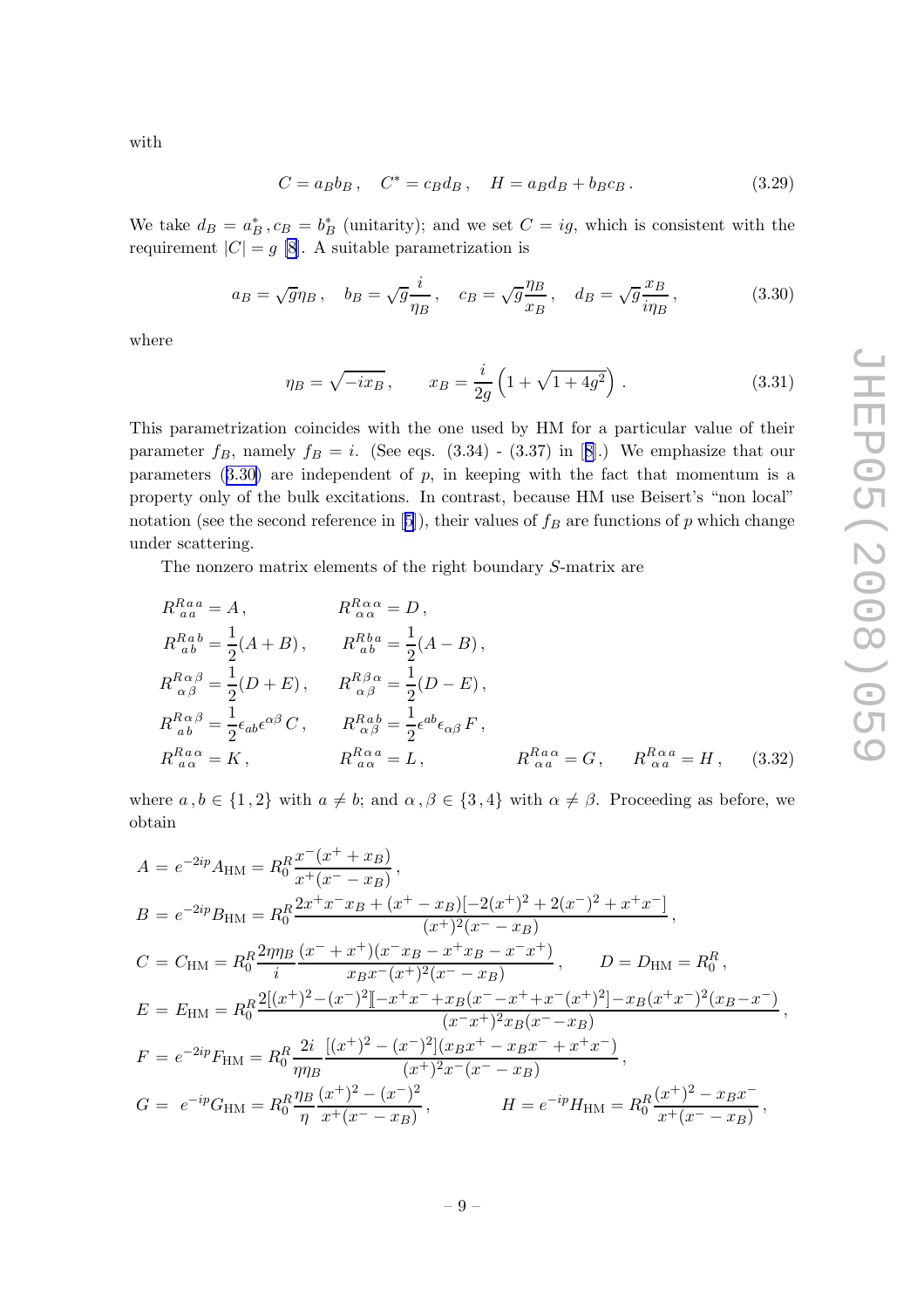with

$$C = a_B b_B \,, \quad C^* = c_B d_B \,, \quad H = a_B d_B + b_B c_B \,. \tag{3.29}$$

We take $d_B = a_B^*\,, c_B = b_B^*$ (unitarity); and we set $C = ig$, which is consistent with the requirement $|C| = g$ [8]. A suitable parametrization is

$$a_B = \sqrt{g}\eta_B \,, \quad b_B = \sqrt{g}\frac{i}{\eta_B} \,, \quad c_B = \sqrt{g}\frac{\eta_B}{x_B} \,, \quad d_B = \sqrt{g}\frac{x_B}{i\eta_B} \,, \tag{3.30}$$

where

$$\eta_B = \sqrt{-ix_B} \,, \qquad x_B = \frac{i}{2g}\left(1 + \sqrt{1+4g^2}\right) \,. \tag{3.31}$$

This parametrization coincides with the one used by HM for a particular value of their parameter $f_B$, namely $f_B = i$. (See eqs. (3.34) - (3.37) in [8].) We emphasize that our parameters (3.30) are independent of $p$, in keeping with the fact that momentum is a property only of the bulk excitations. In contrast, because HM use Beisert's "non local" notation (see the second reference in [5]), their values of $f_B$ are functions of $p$ which change under scattering.

The nonzero matrix elements of the right boundary $S$-matrix are

$$\begin{aligned}
&R^{R\,a\,a}_{\ \,a\,a} = A \,, && R^{R\,\alpha\,\alpha}_{\ \,\alpha\,\alpha} = D \,, \\
&R^{R\,a\,b}_{\ \,a\,b} = \frac{1}{2}(A+B) \,, && R^{R\,b\,a}_{\ \,a\,b} = \frac{1}{2}(A-B) \,, \\
&R^{R\,\alpha\,\beta}_{\ \,\alpha\,\beta} = \frac{1}{2}(D+E) \,, && R^{R\,\beta\,\alpha}_{\ \,\alpha\,\beta} = \frac{1}{2}(D-E) \,, \\
&R^{R\,\alpha\,\beta}_{\ \,a\,b} = \frac{1}{2}\epsilon_{ab}\epsilon^{\alpha\beta}\,C \,, && R^{R\,a\,b}_{\ \,\alpha\,\beta} = \frac{1}{2}\epsilon^{ab}\epsilon_{\alpha\beta}\,F \,, \\
&R^{R\,a\,\alpha}_{\ \,a\,\alpha} = K \,, && R^{R\,\alpha\,a}_{\ \,a\,\alpha} = L \,, \qquad R^{R\,a\,\alpha}_{\ \,\alpha\,a} = G \,, \qquad R^{R\,\alpha\,a}_{\ \,\alpha\,a} = H \,,
\end{aligned} \tag{3.32}$$

where $a\,,b \in \{1\,,2\}$ with $a \neq b$; and $\alpha\,,\beta \in \{3\,,4\}$ with $\alpha \neq \beta$. Proceeding as before, we obtain

$$\begin{aligned}
A &= e^{-2ip}A_{\rm HM} = R_0^R\frac{x^-(x^+ + x_B)}{x^+(x^- - x_B)} \,, \\
B &= e^{-2ip}B_{\rm HM} = R_0^R\frac{2x^+x^-x_B + (x^+ - x_B)[-2(x^+)^2 + 2(x^-)^2 + x^+x^-]}{(x^+)^2(x^- - x_B)} \,, \\
C &= C_{\rm HM} = R_0^R\frac{2\eta\eta_B}{i}\frac{(x^- + x^+)(x^-x_B - x^+x_B - x^-x^+)}{x_Bx^-(x^+)^2(x^- - x_B)} \,, \qquad D = D_{\rm HM} = R_0^R \,, \\
E &= E_{\rm HM} = R_0^R\frac{2[(x^+)^2 - (x^-)^2][-x^+x^- + x_B(x^- - x^+ + x^-(x^+)^2] - x_B(x^+x^-)^2(x_B - x^-)}{(x^-x^+)^2x_B(x^- - x_B)} \,, \\
F &= e^{-2ip}F_{\rm HM} = R_0^R\frac{2i}{\eta\eta_B}\frac{[(x^+)^2 - (x^-)^2](x_Bx^+ - x_Bx^- + x^+x^-)}{(x^+)^2x^-(x^- - x_B)} \,, \\
G &= e^{-ip}G_{\rm HM} = R_0^R\frac{\eta_B}{\eta}\frac{(x^+)^2 - (x^-)^2}{x^+(x^- - x_B)} \,, \qquad H = e^{-ip}H_{\rm HM} = R_0^R\frac{(x^+)^2 - x_Bx^-}{x^+(x^- - x_B)} \,,
\end{aligned}$$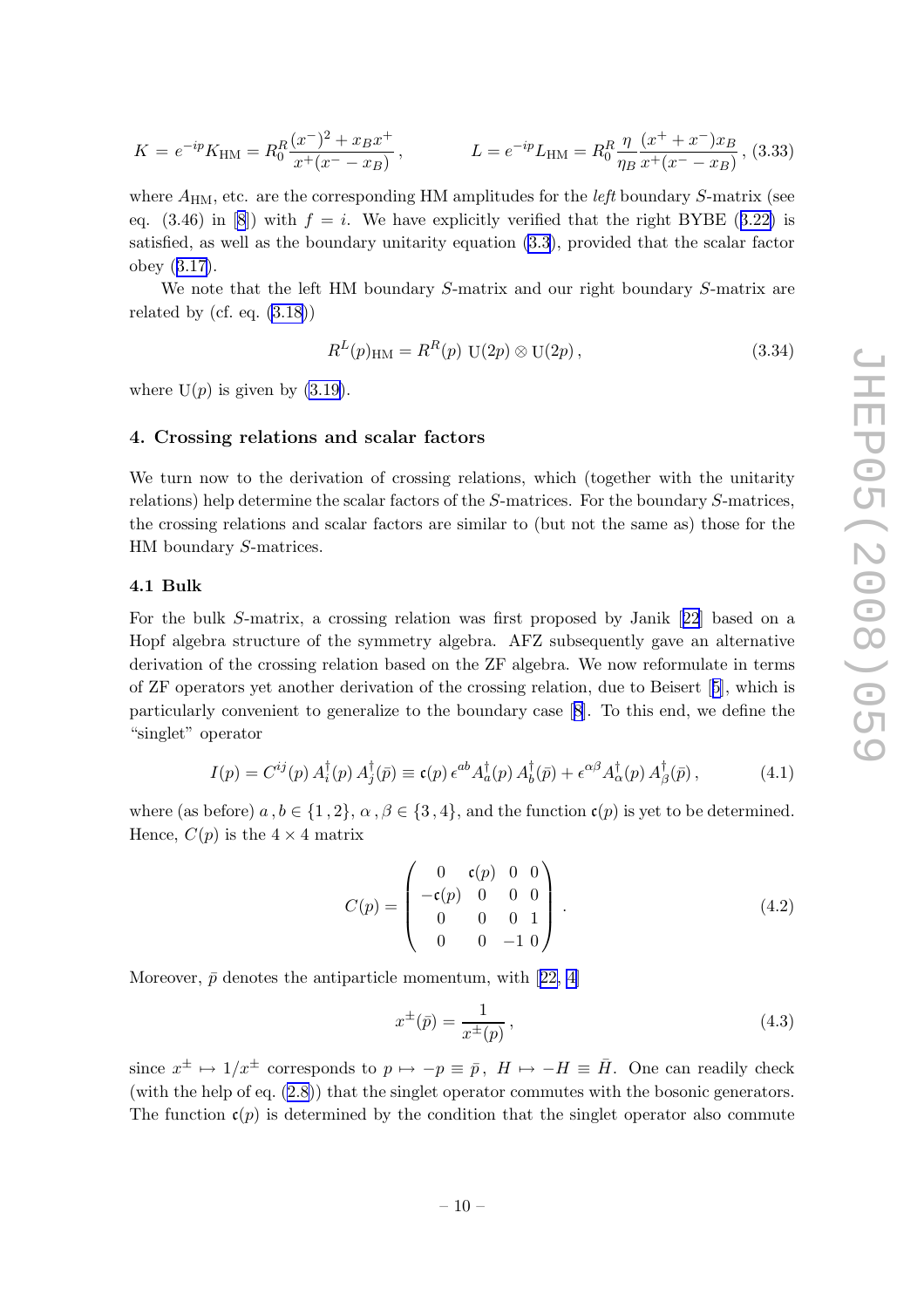$$K = e^{-ip} K_{\rm HM} = R_0^R \frac{(x^-)^2 + x_B x^+}{x^+(x^- - x_B)} \,, \qquad\qquad L = e^{-ip} L_{\rm HM} = R_0^R \frac{\eta}{\eta_B} \frac{(x^+ + x^-) x_B}{x^+(x^- - x_B)} \,, \tag{3.33}$$

where $A_{\rm HM}$, etc. are the corresponding HM amplitudes for the *left* boundary $S$-matrix (see eq. (3.46) in [8]) with $f = i$. We have explicitly verified that the right BYBE (3.22) is satisfied, as well as the boundary unitarity equation (3.3), provided that the scalar factor obey (3.17).

We note that the left HM boundary $S$-matrix and our right boundary $S$-matrix are related by (cf. eq. (3.18))

$$R^L(p)_{\rm HM} = R^R(p) \ {\rm U}(2p) \otimes {\rm U}(2p) \,, \tag{3.34}$$

where ${\rm U}(p)$ is given by (3.19).

## 4. Crossing relations and scalar factors

We turn now to the derivation of crossing relations, which (together with the unitarity relations) help determine the scalar factors of the $S$-matrices. For the boundary $S$-matrices, the crossing relations and scalar factors are similar to (but not the same as) those for the HM boundary $S$-matrices.

### 4.1 Bulk

For the bulk $S$-matrix, a crossing relation was first proposed by Janik [22] based on a Hopf algebra structure of the symmetry algebra. AFZ subsequently gave an alternative derivation of the crossing relation based on the ZF algebra. We now reformulate in terms of ZF operators yet another derivation of the crossing relation, due to Beisert [5], which is particularly convenient to generalize to the boundary case [8]. To this end, we define the "singlet" operator

$$I(p) = C^{ij}(p) \, A_i^\dagger(p) \, A_j^\dagger(\bar p) \equiv \mathfrak{c}(p) \, \epsilon^{ab} A_a^\dagger(p) \, A_b^\dagger(\bar p) + \epsilon^{\alpha\beta} A_\alpha^\dagger(p) \, A_\beta^\dagger(\bar p) \,, \tag{4.1}$$

where (as before) $a\,, b \in \{1\,, 2\}$, $\alpha\,, \beta \in \{3\,, 4\}$, and the function $\mathfrak{c}(p)$ is yet to be determined. Hence, $C(p)$ is the $4 \times 4$ matrix

$$C(p) = \begin{pmatrix} 0 & \mathfrak{c}(p) & 0 & 0 \\ -\mathfrak{c}(p) & 0 & 0 & 0 \\ 0 & 0 & 0 & 1 \\ 0 & 0 & -1 & 0 \end{pmatrix} . \tag{4.2}$$

Moreover, $\bar p$ denotes the antiparticle momentum, with [22, 4]

$$x^\pm(\bar p) = \frac{1}{x^\pm(p)} \,, \tag{4.3}$$

since $x^\pm \mapsto 1/x^\pm$ corresponds to $p \mapsto -p \equiv \bar p\,,\ H \mapsto -H \equiv \bar H$. One can readily check (with the help of eq. (2.8)) that the singlet operator commutes with the bosonic generators. The function $\mathfrak{c}(p)$ is determined by the condition that the singlet operator also commute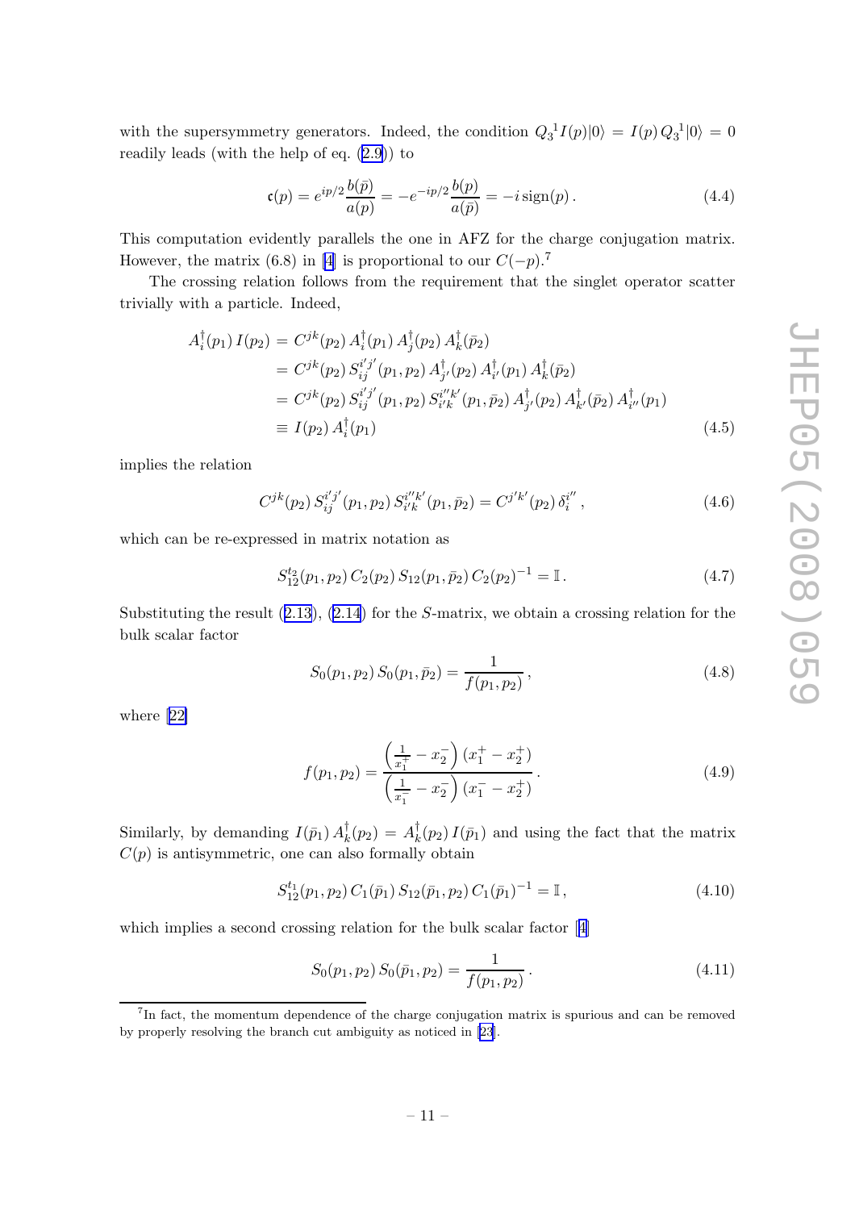with the supersymmetry generators. Indeed, the condition ${Q_3}^1 I(p)|0\rangle = I(p)\, {Q_3}^1|0\rangle = 0$ readily leads (with the help of eq. (2.9)) to

$$\mathfrak{c}(p) = e^{ip/2}\frac{b(\bar{p})}{a(p)} = -e^{-ip/2}\frac{b(p)}{a(\bar{p})} = -i\,\mathrm{sign}(p)\,. \tag{4.4}$$

This computation evidently parallels the one in AFZ for the charge conjugation matrix. However, the matrix (6.8) in [4] is proportional to our $C(-p)$.[7]

The crossing relation follows from the requirement that the singlet operator scatter trivially with a particle. Indeed,

$$\begin{aligned}
A_i^\dagger(p_1)\, I(p_2) &= C^{jk}(p_2)\, A_i^\dagger(p_1)\, A_j^\dagger(p_2)\, A_k^\dagger(\bar{p}_2) \\
&= C^{jk}(p_2)\, S_{ij}^{i'j'}(p_1,p_2)\, A_{j'}^\dagger(p_2)\, A_{i'}^\dagger(p_1)\, A_k^\dagger(\bar{p}_2) \\
&= C^{jk}(p_2)\, S_{ij}^{i'j'}(p_1,p_2)\, S_{i'k}^{i''k'}(p_1,\bar{p}_2)\, A_{j'}^\dagger(p_2)\, A_{k'}^\dagger(\bar{p}_2)\, A_{i''}^\dagger(p_1) \\
&\equiv I(p_2)\, A_i^\dagger(p_1)
\end{aligned} \tag{4.5}$$

implies the relation

$$C^{jk}(p_2)\, S_{ij}^{i'j'}(p_1,p_2)\, S_{i'k}^{i''k'}(p_1,\bar{p}_2) = C^{j'k'}(p_2)\, \delta_i^{i''}\,, \tag{4.6}$$

which can be re-expressed in matrix notation as

$$S_{12}^{t_2}(p_1,p_2)\, C_2(p_2)\, S_{12}(p_1,\bar{p}_2)\, C_2(p_2)^{-1} = \mathbb{I}\,. \tag{4.7}$$

Substituting the result (2.13), (2.14) for the $S$-matrix, we obtain a crossing relation for the bulk scalar factor

$$S_0(p_1,p_2)\, S_0(p_1,\bar{p}_2) = \frac{1}{f(p_1,p_2)}\,, \tag{4.8}$$

where [22]

$$f(p_1,p_2) = \frac{\left(\frac{1}{x_1^+} - x_2^-\right)(x_1^+ - x_2^+)}{\left(\frac{1}{x_1^-} - x_2^-\right)(x_1^- - x_2^+)}\,. \tag{4.9}$$

Similarly, by demanding $I(\bar{p}_1)\, A_k^\dagger(p_2) = A_k^\dagger(p_2)\, I(\bar{p}_1)$ and using the fact that the matrix $C(p)$ is antisymmetric, one can also formally obtain

$$S_{12}^{t_1}(p_1,p_2)\, C_1(\bar{p}_1)\, S_{12}(\bar{p}_1,p_2)\, C_1(\bar{p}_1)^{-1} = \mathbb{I}\,, \tag{4.10}$$

which implies a second crossing relation for the bulk scalar factor [4]

$$S_0(p_1,p_2)\, S_0(\bar{p}_1,p_2) = \frac{1}{f(p_1,p_2)}\,. \tag{4.11}$$

[7] In fact, the momentum dependence of the charge conjugation matrix is spurious and can be removed by properly resolving the branch cut ambiguity as noticed in [23].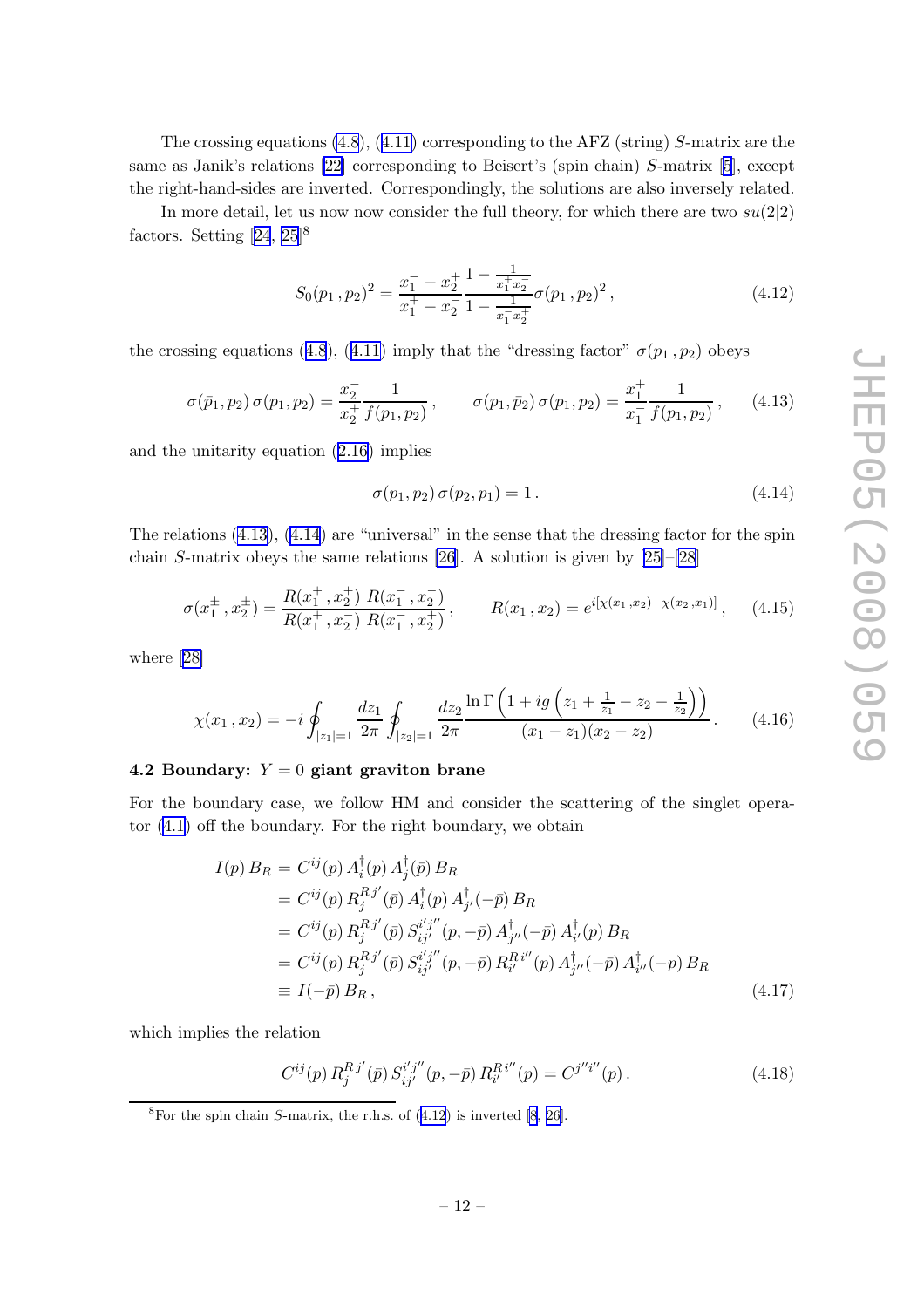The crossing equations (4.8), (4.11) corresponding to the AFZ (string) $S$-matrix are the same as Janik's relations [22] corresponding to Beisert's (spin chain) $S$-matrix [5], except the right-hand-sides are inverted. Correspondingly, the solutions are also inversely related.

In more detail, let us now now consider the full theory, for which there are two $su(2|2)$ factors. Setting [24, 25][8]

$$S_0(p_1\,, p_2)^2 = \frac{x_1^- - x_2^+}{x_1^+ - x_2^-}\frac{1 - \frac{1}{x_1^+ x_2^-}}{1 - \frac{1}{x_1^- x_2^+}}\sigma(p_1\,, p_2)^2\,, \tag{4.12}$$

the crossing equations (4.8), (4.11) imply that the "dressing factor" $\sigma(p_1\,, p_2)$ obeys

$$\sigma(\bar{p}_1, p_2)\,\sigma(p_1, p_2) = \frac{x_2^-}{x_2^+}\frac{1}{f(p_1, p_2)}\,, \qquad \sigma(p_1, \bar{p}_2)\,\sigma(p_1, p_2) = \frac{x_1^+}{x_1^-}\frac{1}{f(p_1, p_2)}\,, \tag{4.13}$$

and the unitarity equation (2.16) implies

$$\sigma(p_1, p_2)\,\sigma(p_2, p_1) = 1\,. \tag{4.14}$$

The relations (4.13), (4.14) are "universal" in the sense that the dressing factor for the spin chain $S$-matrix obeys the same relations [26]. A solution is given by [25]–[28]

$$\sigma(x_1^\pm\,, x_2^\pm) = \frac{R(x_1^+\,, x_2^+)\ R(x_1^-\,, x_2^-)}{R(x_1^+\,, x_2^-)\ R(x_1^-\,, x_2^+)}\,, \qquad R(x_1\,, x_2) = e^{i[\chi(x_1\,, x_2) - \chi(x_2\,, x_1)]}\,, \tag{4.15}$$

where [28]

$$\chi(x_1\,, x_2) = -i\oint_{|z_1|=1}\frac{dz_1}{2\pi}\oint_{|z_2|=1}\frac{dz_2}{2\pi}\frac{\ln\Gamma\left(1 + ig\left(z_1 + \frac{1}{z_1} - z_2 - \frac{1}{z_2}\right)\right)}{(x_1 - z_1)(x_2 - z_2)}\,. \tag{4.16}$$

### 4.2 Boundary: $Y = 0$ giant graviton brane

For the boundary case, we follow HM and consider the scattering of the singlet operator (4.1) off the boundary. For the right boundary, we obtain

$$\begin{aligned}
I(p)\,B_R &= C^{ij}(p)\,A_i^\dagger(p)\,A_j^\dagger(\bar{p})\,B_R \\
&= C^{ij}(p)\,R_j^{R\,j'}(\bar{p})\,A_i^\dagger(p)\,A_{j'}^\dagger(-\bar{p})\,B_R \\
&= C^{ij}(p)\,R_j^{R\,j'}(\bar{p})\,S_{ij'}^{i'j''}(p, -\bar{p})\,A_{j''}^\dagger(-\bar{p})\,A_{i'}^\dagger(p)\,B_R \\
&= C^{ij}(p)\,R_j^{R\,j'}(\bar{p})\,S_{ij'}^{i'j''}(p, -\bar{p})\,R_{i'}^{R\,i''}(p)\,A_{j''}^\dagger(-\bar{p})\,A_{i''}^\dagger(-p)\,B_R \\
&\equiv I(-\bar{p})\,B_R\,,
\end{aligned} \tag{4.17}$$

which implies the relation

$$C^{ij}(p)\,R_j^{R\,j'}(\bar{p})\,S_{ij'}^{i'j''}(p, -\bar{p})\,R_{i'}^{R\,i''}(p) = C^{j''i''}(p)\,. \tag{4.18}$$

---

[8] For the spin chain $S$-matrix, the r.h.s. of (4.12) is inverted [8, 26].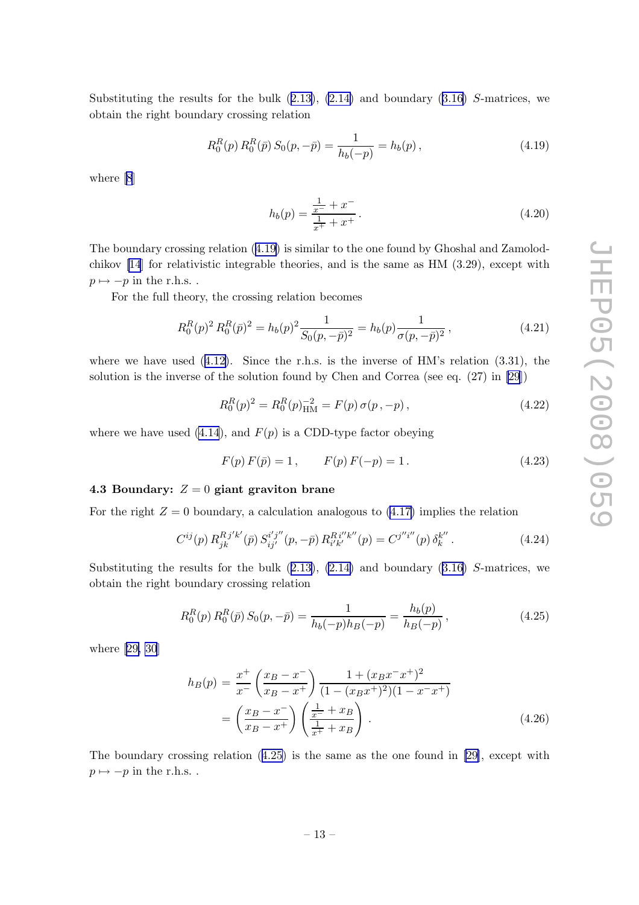Substituting the results for the bulk (2.13), (2.14) and boundary (3.16) $S$-matrices, we obtain the right boundary crossing relation

$$R_0^R(p)\, R_0^R(\bar{p})\, S_0(p,-\bar{p}) = \frac{1}{h_b(-p)} = h_b(p)\,, \tag{4.19}$$

where [8]

$$h_b(p) = \frac{\frac{1}{x^-}+x^-}{\frac{1}{x^+}+x^+}\,. \tag{4.20}$$

The boundary crossing relation (4.19) is similar to the one found by Ghoshal and Zamolodchikov [14] for relativistic integrable theories, and is the same as HM (3.29), except with $p \mapsto -p$ in the r.h.s. .

For the full theory, the crossing relation becomes

$$R_0^R(p)^2\, R_0^R(\bar{p})^2 = h_b(p)^2 \frac{1}{S_0(p,-\bar{p})^2} = h_b(p) \frac{1}{\sigma(p,-\bar{p})^2}\,, \tag{4.21}$$

where we have used (4.12). Since the r.h.s. is the inverse of HM's relation (3.31), the solution is the inverse of the solution found by Chen and Correa (see eq. (27) in [29])

$$R_0^R(p)^2 = R_0^R(p)_{\rm HM}^{-2} = F(p)\, \sigma(p\,,-p)\,, \tag{4.22}$$

where we have used (4.14), and $F(p)$ is a CDD-type factor obeying

$$F(p)\, F(\bar{p}) = 1\,, \qquad F(p)\, F(-p) = 1\,. \tag{4.23}$$

### 4.3 Boundary: $Z=0$ giant graviton brane

For the right $Z=0$ boundary, a calculation analogous to (4.17) implies the relation

$$C^{ij}(p)\, R_{jk}^{R\, j'k'}(\bar{p})\, S_{ij'}^{i'j''}(p,-\bar{p})\, R_{i'k'}^{R\, i''k''}(p) = C^{j''i''}(p)\, \delta_k^{k''}\,. \tag{4.24}$$

Substituting the results for the bulk (2.13), (2.14) and boundary (3.16) $S$-matrices, we obtain the right boundary crossing relation

$$R_0^R(p)\, R_0^R(\bar{p})\, S_0(p,-\bar{p}) = \frac{1}{h_b(-p) h_B(-p)} = \frac{h_b(p)}{h_B(-p)}\,, \tag{4.25}$$

where [29, 30]

$$\begin{aligned} h_B(p) &= \frac{x^+}{x^-}\left(\frac{x_B - x^-}{x_B - x^+}\right) \frac{1+(x_B x^- x^+)^2}{(1-(x_B x^+)^2)(1-x^- x^+)} \\ &= \left(\frac{x_B - x^-}{x_B - x^+}\right)\left(\frac{\frac{1}{x^-}+x_B}{\frac{1}{x^+}+x_B}\right)\,. \end{aligned} \tag{4.26}$$

The boundary crossing relation (4.25) is the same as the one found in [29], except with $p \mapsto -p$ in the r.h.s. .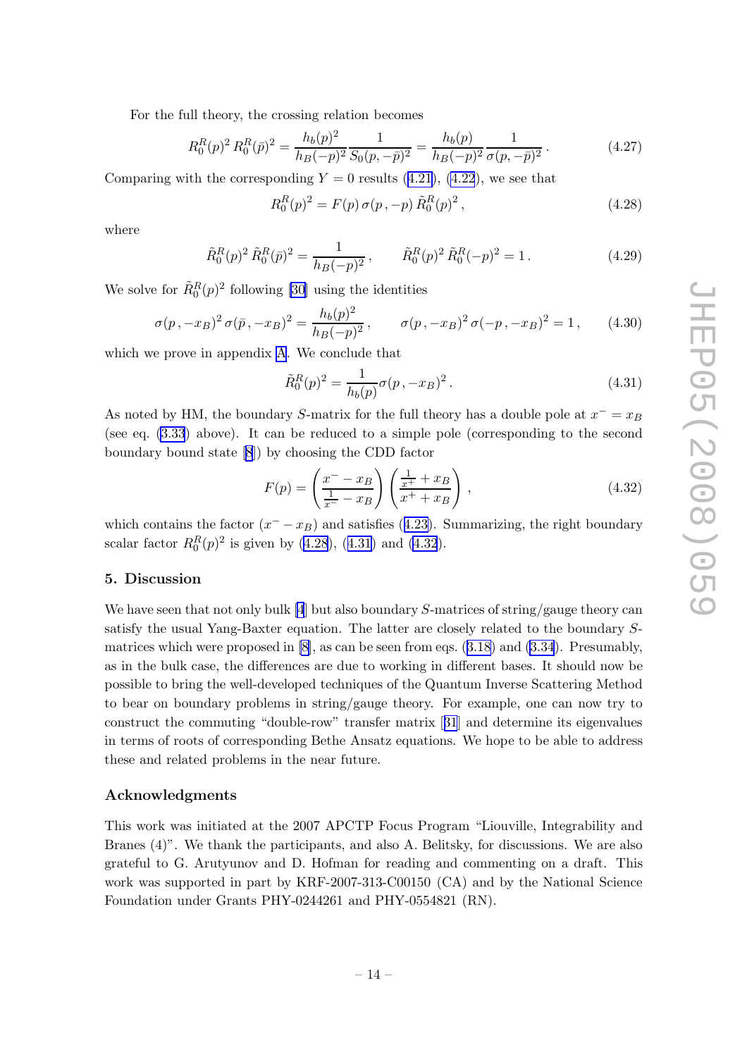For the full theory, the crossing relation becomes

$$R_0^R(p)^2\, R_0^R(\bar{p})^2 = \frac{h_b(p)^2}{h_B(-p)^2}\frac{1}{S_0(p,-\bar{p})^2} = \frac{h_b(p)}{h_B(-p)^2}\frac{1}{\sigma(p,-\bar{p})^2}\,. \tag{4.27}$$

Comparing with the corresponding $Y=0$ results (4.21), (4.22), we see that

$$R_0^R(p)^2 = F(p)\,\sigma(p\,,-p)\,\tilde{R}_0^R(p)^2\,, \tag{4.28}$$

where

$$\tilde{R}_0^R(p)^2\,\tilde{R}_0^R(\bar{p})^2 = \frac{1}{h_B(-p)^2}\,, \qquad \tilde{R}_0^R(p)^2\,\tilde{R}_0^R(-p)^2 = 1\,. \tag{4.29}$$

We solve for $\tilde{R}_0^R(p)^2$ following [30] using the identities

$$\sigma(p\,,-x_B)^2\,\sigma(\bar{p}\,,-x_B)^2 = \frac{h_b(p)^2}{h_B(-p)^2}\,, \qquad \sigma(p\,,-x_B)^2\,\sigma(-p\,,-x_B)^2 = 1\,, \tag{4.30}$$

which we prove in appendix A. We conclude that

$$\tilde{R}_0^R(p)^2 = \frac{1}{h_b(p)}\sigma(p\,,-x_B)^2\,. \tag{4.31}$$

As noted by HM, the boundary $S$-matrix for the full theory has a double pole at $x^- = x_B$ (see eq. (3.33) above). It can be reduced to a simple pole (corresponding to the second boundary bound state [8]) by choosing the CDD factor

$$F(p) = \left(\frac{x^- - x_B}{\frac{1}{x^-} - x_B}\right)\left(\frac{\frac{1}{x^+} + x_B}{x^+ + x_B}\right)\,, \tag{4.32}$$

which contains the factor $(x^- - x_B)$ and satisfies (4.23). Summarizing, the right boundary scalar factor $R_0^R(p)^2$ is given by (4.28), (4.31) and (4.32).

## 5. Discussion

We have seen that not only bulk [4] but also boundary $S$-matrices of string/gauge theory can satisfy the usual Yang-Baxter equation. The latter are closely related to the boundary $S$-matrices which were proposed in [8], as can be seen from eqs. (3.18) and (3.34). Presumably, as in the bulk case, the differences are due to working in different bases. It should now be possible to bring the well-developed techniques of the Quantum Inverse Scattering Method to bear on boundary problems in string/gauge theory. For example, one can now try to construct the commuting "double-row" transfer matrix [31] and determine its eigenvalues in terms of roots of corresponding Bethe Ansatz equations. We hope to be able to address these and related problems in the near future.

### Acknowledgments

This work was initiated at the 2007 APCTP Focus Program "Liouville, Integrability and Branes (4)". We thank the participants, and also A. Belitsky, for discussions. We are also grateful to G. Arutyunov and D. Hofman for reading and commenting on a draft. This work was supported in part by KRF-2007-313-C00150 (CA) and by the National Science Foundation under Grants PHY-0244261 and PHY-0554821 (RN).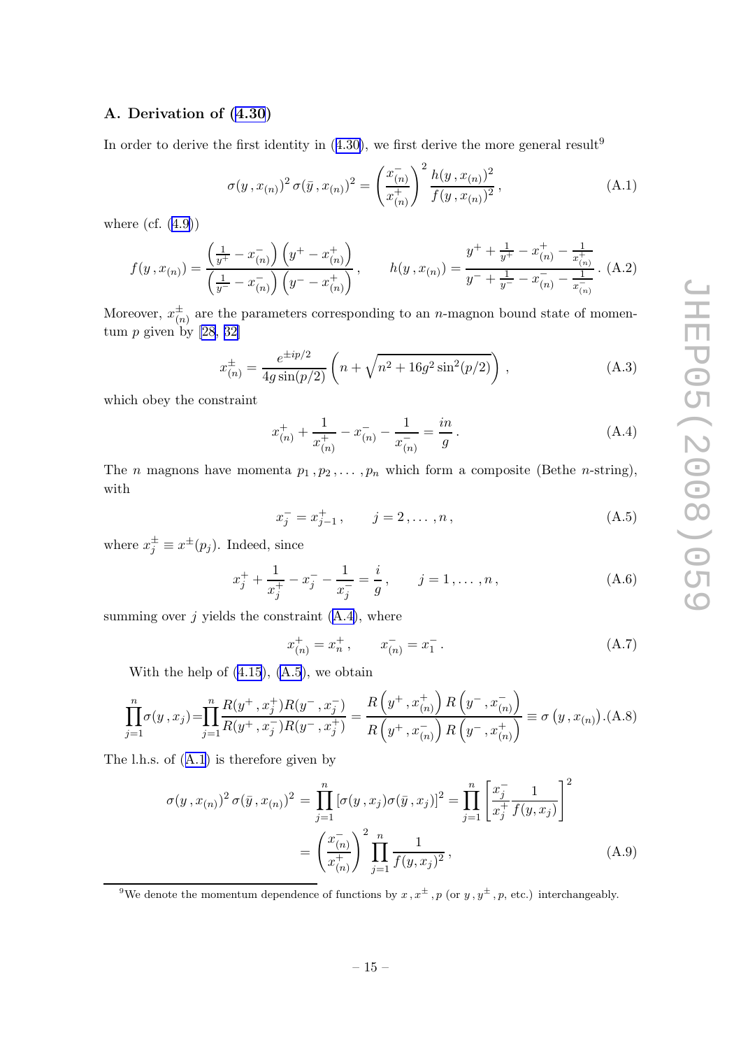## A. Derivation of (4.30)

In order to derive the first identity in (4.30), we first derive the more general result[9]

$$\sigma(y\,, x_{(n)})^2\,\sigma(\bar{y}\,, x_{(n)})^2 = \left(\frac{x^-_{(n)}}{x^+_{(n)}}\right)^2 \frac{h(y\,, x_{(n)})^2}{f(y\,, x_{(n)})^2}\,, \tag{A.1}$$

where (cf. (4.9))

$$f(y\,, x_{(n)}) = \frac{\left(\frac{1}{y^+} - x^-_{(n)}\right)\left(y^+ - x^+_{(n)}\right)}{\left(\frac{1}{y^-} - x^-_{(n)}\right)\left(y^- - x^+_{(n)}\right)}\,, \qquad h(y\,, x_{(n)}) = \frac{y^+ + \frac{1}{y^+} - x^+_{(n)} - \frac{1}{x^+_{(n)}}}{y^- + \frac{1}{y^-} - x^-_{(n)} - \frac{1}{x^-_{(n)}}}\,. \tag{A.2}$$

Moreover, $x^\pm_{(n)}$ are the parameters corresponding to an $n$-magnon bound state of momentum $p$ given by [28, 32]

$$x^\pm_{(n)} = \frac{e^{\pm ip/2}}{4g\sin(p/2)}\left(n + \sqrt{n^2 + 16g^2\sin^2(p/2)}\right)\,, \tag{A.3}$$

which obey the constraint

$$x^+_{(n)} + \frac{1}{x^+_{(n)}} - x^-_{(n)} - \frac{1}{x^-_{(n)}} = \frac{in}{g}\,. \tag{A.4}$$

The $n$ magnons have momenta $p_1\,, p_2\,, \ldots\,, p_n$ which form a composite (Bethe $n$-string), with

$$x^-_j = x^+_{j-1}\,, \qquad j = 2\,, \ldots\,, n\,, \tag{A.5}$$

where $x^\pm_j \equiv x^\pm(p_j)$. Indeed, since

$$x^+_j + \frac{1}{x^+_j} - x^-_j - \frac{1}{x^-_j} = \frac{i}{g}\,, \qquad j = 1\,, \ldots\,, n\,, \tag{A.6}$$

summing over $j$ yields the constraint (A.4), where

$$x^+_{(n)} = x^+_n\,, \qquad x^-_{(n)} = x^-_1\,. \tag{A.7}$$

With the help of (4.15), (A.5), we obtain

$$\prod_{j=1}^n \sigma(y\,, x_j) = \prod_{j=1}^n \frac{R(y^+\,, x^+_j)R(y^-\,, x^-_j)}{R(y^+\,, x^-_j)R(y^-\,, x^+_j)} = \frac{R\left(y^+\,, x^+_{(n)}\right)R\left(y^-\,, x^-_{(n)}\right)}{R\left(y^+\,, x^-_{(n)}\right)R\left(y^-\,, x^+_{(n)}\right)} \equiv \sigma\left(y\,, x_{(n)}\right). \tag{A.8}$$

The l.h.s. of (A.1) is therefore given by

$$\begin{aligned}\sigma(y\,, x_{(n)})^2\,\sigma(\bar{y}\,, x_{(n)})^2 &= \prod_{j=1}^n \left[\sigma(y\,, x_j)\sigma(\bar{y}\,, x_j)\right]^2 = \prod_{j=1}^n \left[\frac{x^-_j}{x^+_j}\frac{1}{f(y, x_j)}\right]^2 \\ &= \left(\frac{x^-_{(n)}}{x^+_{(n)}}\right)^2 \prod_{j=1}^n \frac{1}{f(y, x_j)^2}\,,\end{aligned} \tag{A.9}$$

[9] We denote the momentum dependence of functions by $x\,, x^\pm\,, p$ (or $y\,, y^\pm\,, p$, etc.) interchangeably.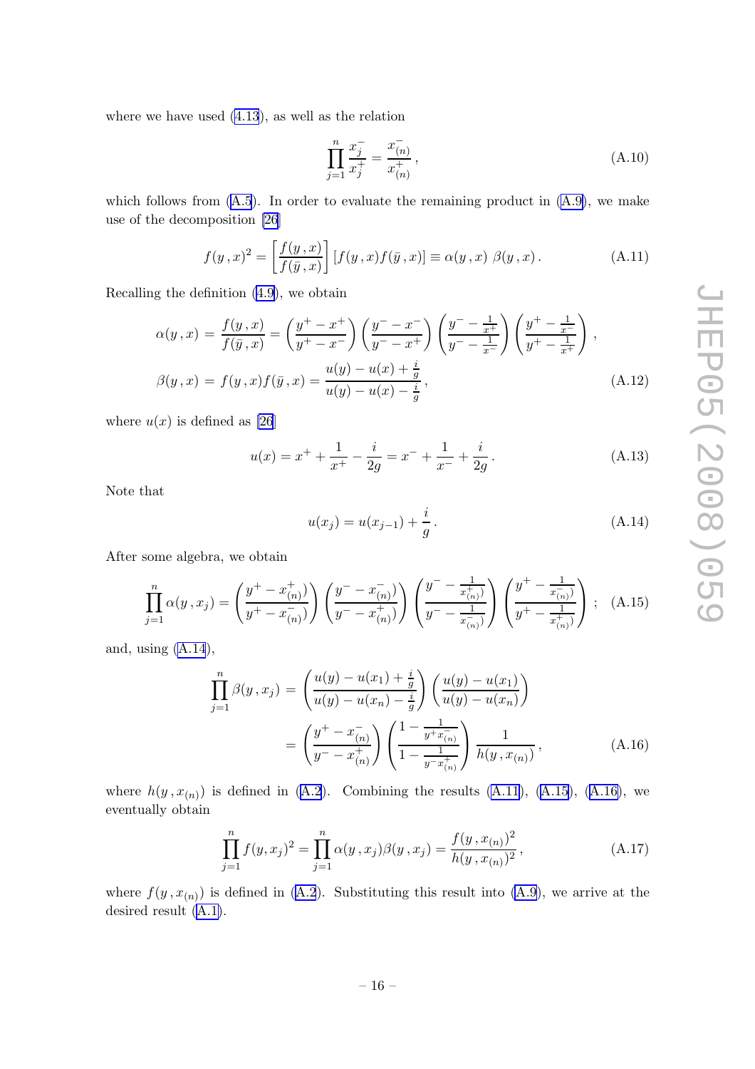where we have used (4.13), as well as the relation

$$\prod_{j=1}^{n} \frac{x_j^-}{x_j^+} = \frac{x_{(n)}^-}{x_{(n)}^+}\,, \tag{A.10}$$

which follows from (A.5). In order to evaluate the remaining product in (A.9), we make use of the decomposition [26]

$$f(y\,,x)^2 = \left[\frac{f(y\,,x)}{f(\bar{y}\,,x)}\right]\left[f(y\,,x) f(\bar{y}\,,x)\right] \equiv \alpha(y\,,x)\ \beta(y\,,x)\,. \tag{A.11}$$

Recalling the definition (4.9), we obtain

$$\begin{aligned}
\alpha(y\,,x) &= \frac{f(y\,,x)}{f(\bar{y}\,,x)} = \left(\frac{y^+ - x^+}{y^+ - x^-}\right)\left(\frac{y^- - x^-}{y^- - x^+}\right)\left(\frac{y^- - \frac{1}{x^+}}{y^- - \frac{1}{x^-}}\right)\left(\frac{y^+ - \frac{1}{x^-}}{y^+ - \frac{1}{x^+}}\right)\,, \\
\beta(y\,,x) &= f(y\,,x) f(\bar{y}\,,x) = \frac{u(y) - u(x) + \frac{i}{g}}{u(y) - u(x) - \frac{i}{g}}\,,
\end{aligned} \tag{A.12}$$

where $u(x)$ is defined as [26]

$$u(x) = x^+ + \frac{1}{x^+} - \frac{i}{2g} = x^- + \frac{1}{x^-} + \frac{i}{2g}\,. \tag{A.13}$$

Note that

$$u(x_j) = u(x_{j-1}) + \frac{i}{g}\,. \tag{A.14}$$

After some algebra, we obtain

$$\prod_{j=1}^{n} \alpha(y\,,x_j) = \left(\frac{y^+ - x_{(n)}^+}{y^+ - x_{(n)}^-}\right)\left(\frac{y^- - x_{(n)}^-}{y^- - x_{(n)}^+}\right)\left(\frac{y^- - \frac{1}{x_{(n)}^+}}{y^- - \frac{1}{x_{(n)}^-}}\right)\left(\frac{y^+ - \frac{1}{x_{(n)}^-}}{y^+ - \frac{1}{x_{(n)}^+}}\right)\,; \tag{A.15}$$

and, using (A.14),

$$\begin{aligned}
\prod_{j=1}^{n} \beta(y\,,x_j) &= \left(\frac{u(y) - u(x_1) + \frac{i}{g}}{u(y) - u(x_n) - \frac{i}{g}}\right)\left(\frac{u(y) - u(x_1)}{u(y) - u(x_n)}\right) \\
&= \left(\frac{y^+ - x_{(n)}^-}{y^- - x_{(n)}^+}\right)\left(\frac{1 - \frac{1}{y^+ x_{(n)}^-}}{1 - \frac{1}{y^- x_{(n)}^+}}\right)\frac{1}{h(y\,,x_{(n)})}\,,
\end{aligned} \tag{A.16}$$

where $h(y\,,x_{(n)})$ is defined in (A.2). Combining the results (A.11), (A.15), (A.16), we eventually obtain

$$\prod_{j=1}^{n} f(y, x_j)^2 = \prod_{j=1}^{n} \alpha(y\,,x_j)\beta(y\,,x_j) = \frac{f(y\,,x_{(n)})^2}{h(y\,,x_{(n)})^2}\,, \tag{A.17}$$

where $f(y\,,x_{(n)})$ is defined in (A.2). Substituting this result into (A.9), we arrive at the desired result (A.1).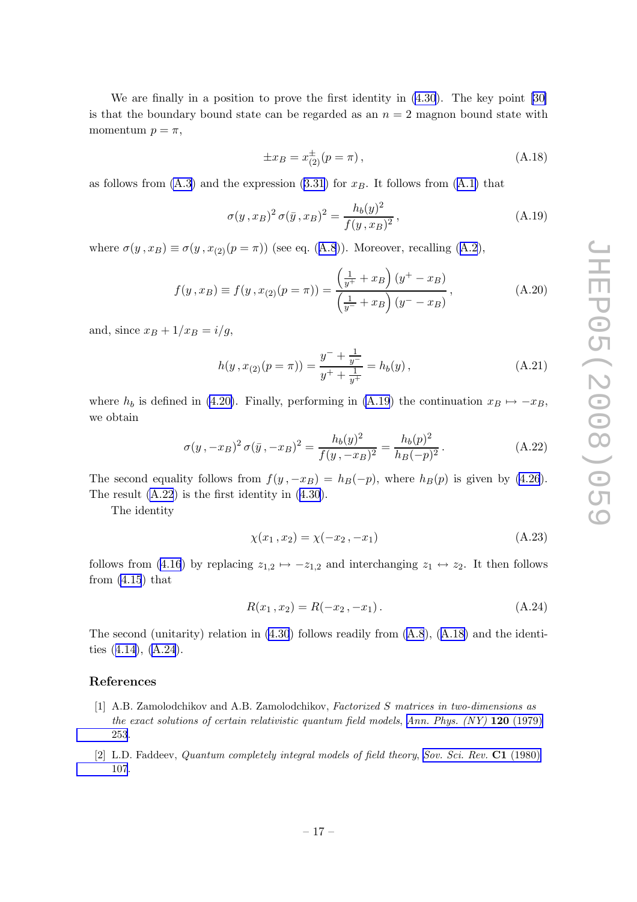We are finally in a position to prove the first identity in (4.30). The key point [30] is that the boundary bound state can be regarded as an $n = 2$ magnon bound state with momentum $p = \pi$,

$$\pm x_B = x^{\pm}_{(2)}(p = \pi)\,, \tag{A.18}$$

as follows from (A.3) and the expression (3.31) for $x_B$. It follows from (A.1) that

$$\sigma(y\,, x_B)^2\,\sigma(\bar{y}\,, x_B)^2 = \frac{h_b(y)^2}{f(y\,, x_B)^2}\,, \tag{A.19}$$

where $\sigma(y\,, x_B) \equiv \sigma(y\,, x_{(2)}(p = \pi))$ (see eq. (A.8)). Moreover, recalling (A.2),

$$f(y\,, x_B) \equiv f(y\,, x_{(2)}(p = \pi)) = \frac{\left(\frac{1}{y^+} + x_B\right)(y^+ - x_B)}{\left(\frac{1}{y^-} + x_B\right)(y^- - x_B)}\,, \tag{A.20}$$

and, since $x_B + 1/x_B = i/g$,

$$h(y\,, x_{(2)}(p = \pi)) = \frac{y^- + \frac{1}{y^-}}{y^+ + \frac{1}{y^+}} = h_b(y)\,, \tag{A.21}$$

where $h_b$ is defined in (4.20). Finally, performing in (A.19) the continuation $x_B \mapsto -x_B$, we obtain

$$\sigma(y\,, -x_B)^2\,\sigma(\bar{y}\,, -x_B)^2 = \frac{h_b(y)^2}{f(y\,, -x_B)^2} = \frac{h_b(p)^2}{h_B(-p)^2}\,. \tag{A.22}$$

The second equality follows from $f(y\,, -x_B) = h_B(-p)$, where $h_B(p)$ is given by (4.26). The result (A.22) is the first identity in (4.30).

The identity

$$\chi(x_1\,, x_2) = \chi(-x_2\,, -x_1) \tag{A.23}$$

follows from (4.16) by replacing $z_{1,2} \mapsto -z_{1,2}$ and interchanging $z_1 \leftrightarrow z_2$. It then follows from (4.15) that

$$R(x_1\,, x_2) = R(-x_2\,, -x_1)\,. \tag{A.24}$$

The second (unitarity) relation in (4.30) follows readily from (A.8), (A.18) and the identities (4.14), (A.24).

## References

[1] A.B. Zamolodchikov and A.B. Zamolodchikov, *Factorized S matrices in two-dimensions as the exact solutions of certain relativistic quantum field models*, *Ann. Phys. (NY)* **120** (1979) 253.

[2] L.D. Faddeev, *Quantum completely integral models of field theory*, *Sov. Sci. Rev.* **C1** (1980) 107.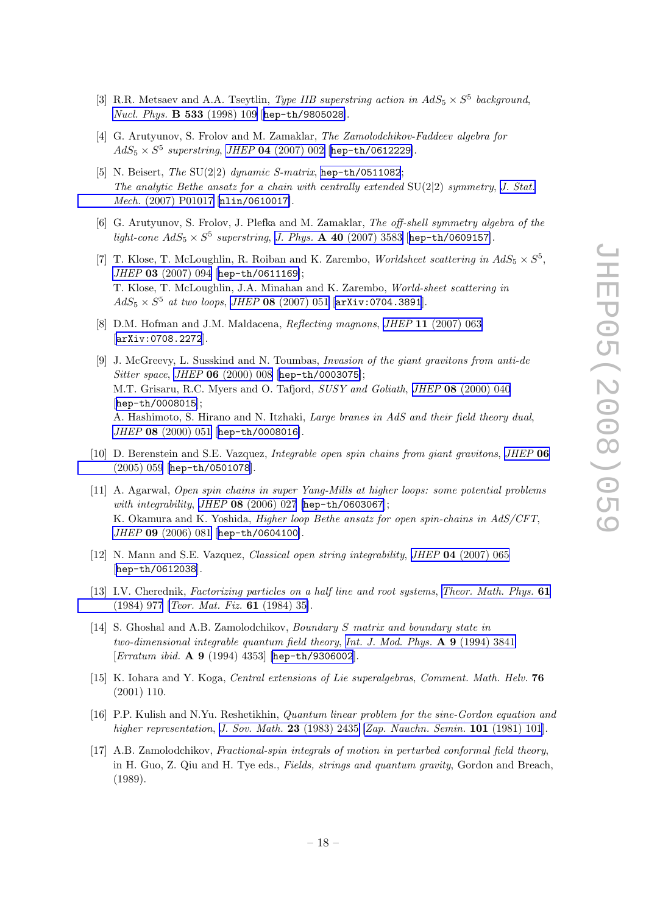[3] R.R. Metsaev and A.A. Tseytlin, *Type IIB superstring action in $AdS_5 \times S^5$ background*, *Nucl. Phys.* **B 533** (1998) 109 [hep-th/9805028].

[4] G. Arutyunov, S. Frolov and M. Zamaklar, *The Zamolodchikov-Faddeev algebra for $AdS_5 \times S^5$ superstring*, *JHEP* **04** (2007) 002 [hep-th/0612229].

[5] N. Beisert, *The* SU(2|2) *dynamic S-matrix*, hep-th/0511082;
*The analytic Bethe ansatz for a chain with centrally extended* SU(2|2) *symmetry*, *J. Stat. Mech.* (2007) P01017 [nlin/0610017].

[6] G. Arutyunov, S. Frolov, J. Plefka and M. Zamaklar, *The off-shell symmetry algebra of the light-cone $AdS_5 \times S^5$ superstring*, *J. Phys.* **A 40** (2007) 3583 [hep-th/0609157].

[7] T. Klose, T. McLoughlin, R. Roiban and K. Zarembo, *Worldsheet scattering in $AdS_5 \times S^5$*, *JHEP* **03** (2007) 094 [hep-th/0611169];
T. Klose, T. McLoughlin, J.A. Minahan and K. Zarembo, *World-sheet scattering in $AdS_5 \times S^5$ at two loops*, *JHEP* **08** (2007) 051 [arXiv:0704.3891].

[8] D.M. Hofman and J.M. Maldacena, *Reflecting magnons*, *JHEP* **11** (2007) 063 [arXiv:0708.2272].

[9] J. McGreevy, L. Susskind and N. Toumbas, *Invasion of the giant gravitons from anti-de Sitter space*, *JHEP* **06** (2000) 008 [hep-th/0003075];
M.T. Grisaru, R.C. Myers and O. Tafjord, *SUSY and Goliath*, *JHEP* **08** (2000) 040 [hep-th/0008015];
A. Hashimoto, S. Hirano and N. Itzhaki, *Large branes in AdS and their field theory dual*, *JHEP* **08** (2000) 051 [hep-th/0008016].

[10] D. Berenstein and S.E. Vazquez, *Integrable open spin chains from giant gravitons*, *JHEP* **06** (2005) 059 [hep-th/0501078].

[11] A. Agarwal, *Open spin chains in super Yang-Mills at higher loops: some potential problems with integrability*, *JHEP* **08** (2006) 027 [hep-th/0603067];
K. Okamura and K. Yoshida, *Higher loop Bethe ansatz for open spin-chains in AdS/CFT*, *JHEP* **09** (2006) 081 [hep-th/0604100].

[12] N. Mann and S.E. Vazquez, *Classical open string integrability*, *JHEP* **04** (2007) 065 [hep-th/0612038].

[13] I.V. Cherednik, *Factorizing particles on a half line and root systems*, *Theor. Math. Phys.* **61** (1984) 977 [*Teor. Mat. Fiz.* **61** (1984) 35].

[14] S. Ghoshal and A.B. Zamolodchikov, *Boundary S matrix and boundary state in two-dimensional integrable quantum field theory*, *Int. J. Mod. Phys.* **A 9** (1994) 3841 [*Erratum ibid.* **A 9** (1994) 4353] [hep-th/9306002].

[15] K. Iohara and Y. Koga, *Central extensions of Lie superalgebras*, *Comment. Math. Helv.* **76** (2001) 110.

[16] P.P. Kulish and N.Yu. Reshetikhin, *Quantum linear problem for the sine-Gordon equation and higher representation*, *J. Sov. Math.* **23** (1983) 2435 [*Zap. Nauchn. Semin.* **101** (1981) 101].

[17] A.B. Zamolodchikov, *Fractional-spin integrals of motion in perturbed conformal field theory*, in H. Guo, Z. Qiu and H. Tye eds., *Fields, strings and quantum gravity*, Gordon and Breach, (1989).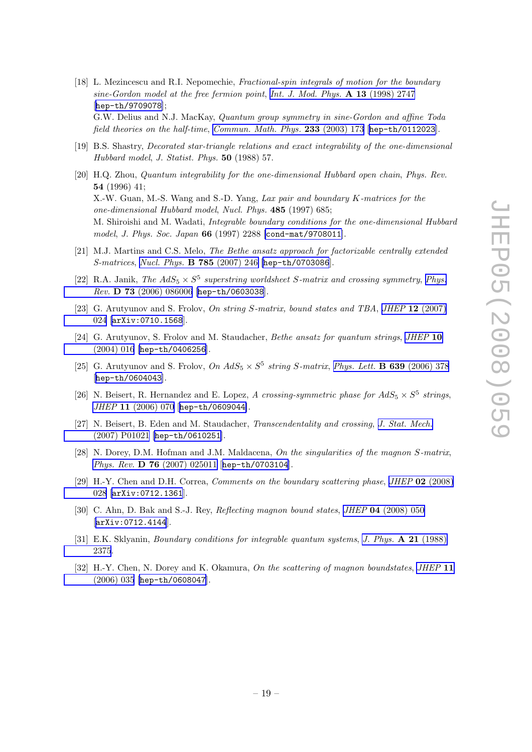[18] L. Mezincescu and R.I. Nepomechie, *Fractional-spin integrals of motion for the boundary sine-Gordon model at the free fermion point*, *Int. J. Mod. Phys.* **A 13** (1998) 2747 [hep-th/9709078];
G.W. Delius and N.J. MacKay, *Quantum group symmetry in sine-Gordon and affine Toda field theories on the half-time*, *Commun. Math. Phys.* **233** (2003) 173 [hep-th/0112023].

[19] B.S. Shastry, *Decorated star-triangle relations and exact integrability of the one-dimensional Hubbard model*, *J. Statist. Phys.* **50** (1988) 57.

[20] H.Q. Zhou, *Quantum integrability for the one-dimensional Hubbard open chain*, *Phys. Rev.* **54** (1996) 41;
X.-W. Guan, M.-S. Wang and S.-D. Yang, *Lax pair and boundary K-matrices for the one-dimensional Hubbard model*, *Nucl. Phys.* **485** (1997) 685;
M. Shiroishi and M. Wadati, *Integrable boundary conditions for the one-dimensional Hubbard model*, *J. Phys. Soc. Japan* **66** (1997) 2288 [cond-mat/9708011].

[21] M.J. Martins and C.S. Melo, *The Bethe ansatz approach for factorizable centrally extended S-matrices*, *Nucl. Phys.* **B 785** (2007) 246 [hep-th/0703086].

[22] R.A. Janik, *The $AdS_5 \times S^5$ superstring worldsheet S-matrix and crossing symmetry*, *Phys. Rev.* **D 73** (2006) 086006 [hep-th/0603038].

[23] G. Arutyunov and S. Frolov, *On string S-matrix, bound states and TBA*, *JHEP* **12** (2007) 024 [arXiv:0710.1568].

[24] G. Arutyunov, S. Frolov and M. Staudacher, *Bethe ansatz for quantum strings*, *JHEP* **10** (2004) 016 [hep-th/0406256].

[25] G. Arutyunov and S. Frolov, *On $AdS_5 \times S^5$ string S-matrix*, *Phys. Lett.* **B 639** (2006) 378 [hep-th/0604043].

[26] N. Beisert, R. Hernandez and E. Lopez, *A crossing-symmetric phase for $AdS_5 \times S^5$ strings*, *JHEP* **11** (2006) 070 [hep-th/0609044].

[27] N. Beisert, B. Eden and M. Staudacher, *Transcendentality and crossing*, *J. Stat. Mech.* (2007) P01021 [hep-th/0610251].

[28] N. Dorey, D.M. Hofman and J.M. Maldacena, *On the singularities of the magnon S-matrix*, *Phys. Rev.* **D 76** (2007) 025011 [hep-th/0703104].

[29] H.-Y. Chen and D.H. Correa, *Comments on the boundary scattering phase*, *JHEP* **02** (2008) 028 [arXiv:0712.1361].

[30] C. Ahn, D. Bak and S.-J. Rey, *Reflecting magnon bound states*, *JHEP* **04** (2008) 050 [arXiv:0712.4144].

[31] E.K. Sklyanin, *Boundary conditions for integrable quantum systems*, *J. Phys.* **A 21** (1988) 2375.

[32] H.-Y. Chen, N. Dorey and K. Okamura, *On the scattering of magnon boundstates*, *JHEP* **11** (2006) 035 [hep-th/0608047].